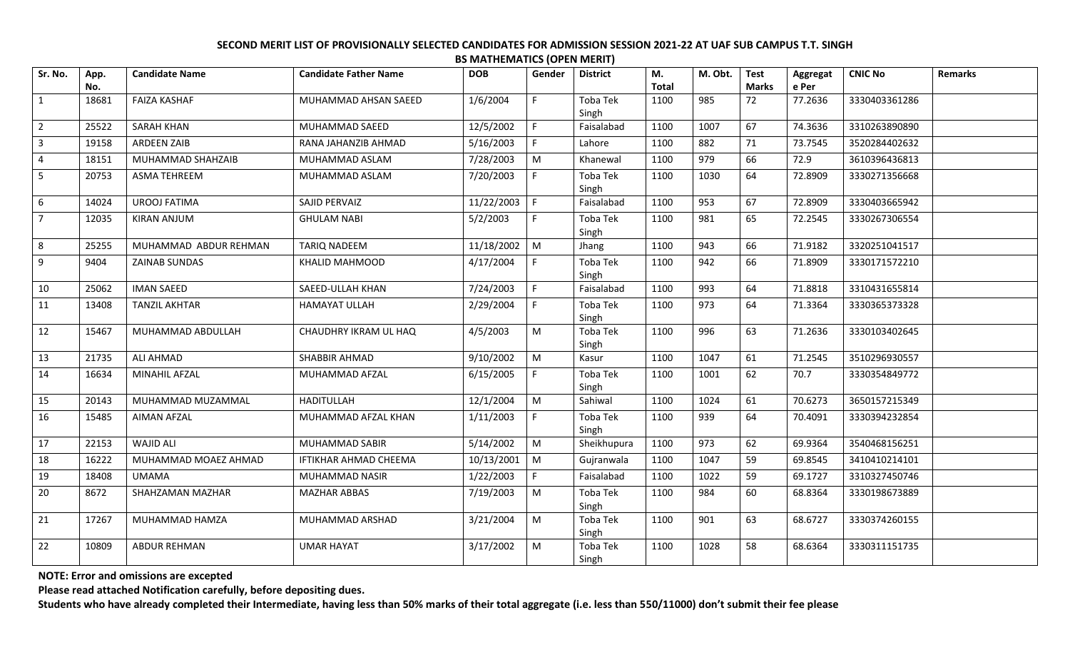**SECOND MERIT LIST OF PROVISIONALLY SELECTED CANDIDATES FOR ADMISSION SESSION 2021-22 AT UAF SUB CAMPUS T.T. SINGH**

**BS MATHEMATICS (OPEN MERIT)**

| Sr. No. | App. No. | Candidate Name | Candidate Father Name | DOB | Gender | District | M. Total | M. Obt. | Test Marks | Aggregate Per | CNIC No | Remarks |
|---|---|---|---|---|---|---|---|---|---|---|---|---|
| 1 | 18681 | FAIZA KASHAF | MUHAMMAD AHSAN SAEED | 1/6/2004 | F | Toba Tek Singh | 1100 | 985 | 72 | 77.2636 | 3330403361286 | |
| 2 | 25522 | SARAH KHAN | MUHAMMAD SAEED | 12/5/2002 | F | Faisalabad | 1100 | 1007 | 67 | 74.3636 | 3310263890890 | |
| 3 | 19158 | ARDEEN ZAIB | RANA JAHANZIB AHMAD | 5/16/2003 | F | Lahore | 1100 | 882 | 71 | 73.7545 | 3520284402632 | |
| 4 | 18151 | MUHAMMAD SHAHZAIB | MUHAMMAD ASLAM | 7/28/2003 | M | Khanewal | 1100 | 979 | 66 | 72.9 | 3610396436813 | |
| 5 | 20753 | ASMA TEHREEM | MUHAMMAD ASLAM | 7/20/2003 | F | Toba Tek Singh | 1100 | 1030 | 64 | 72.8909 | 3330271356668 | |
| 6 | 14024 | UROOJ FATIMA | SAJID PERVAIZ | 11/22/2003 | F | Faisalabad | 1100 | 953 | 67 | 72.8909 | 3330403665942 | |
| 7 | 12035 | KIRAN ANJUM | GHULAM NABI | 5/2/2003 | F | Toba Tek Singh | 1100 | 981 | 65 | 72.2545 | 3330267306554 | |
| 8 | 25255 | MUHAMMAD ABDUR REHMAN | TARIQ NADEEM | 11/18/2002 | M | Jhang | 1100 | 943 | 66 | 71.9182 | 3320251041517 | |
| 9 | 9404 | ZAINAB SUNDAS | KHALID MAHMOOD | 4/17/2004 | F | Toba Tek Singh | 1100 | 942 | 66 | 71.8909 | 3330171572210 | |
| 10 | 25062 | IMAN SAEED | SAEED-ULLAH KHAN | 7/24/2003 | F | Faisalabad | 1100 | 993 | 64 | 71.8818 | 3310431655814 | |
| 11 | 13408 | TANZIL AKHTAR | HAMAYAT ULLAH | 2/29/2004 | F | Toba Tek Singh | 1100 | 973 | 64 | 71.3364 | 3330365373328 | |
| 12 | 15467 | MUHAMMAD ABDULLAH | CHAUDHRY IKRAM UL HAQ | 4/5/2003 | M | Toba Tek Singh | 1100 | 996 | 63 | 71.2636 | 3330103402645 | |
| 13 | 21735 | ALI AHMAD | SHABBIR AHMAD | 9/10/2002 | M | Kasur | 1100 | 1047 | 61 | 71.2545 | 3510296930557 | |
| 14 | 16634 | MINAHIL AFZAL | MUHAMMAD AFZAL | 6/15/2005 | F | Toba Tek Singh | 1100 | 1001 | 62 | 70.7 | 3330354849772 | |
| 15 | 20143 | MUHAMMAD MUZAMMAL | HADITULLAH | 12/1/2004 | M | Sahiwal | 1100 | 1024 | 61 | 70.6273 | 3650157215349 | |
| 16 | 15485 | AIMAN AFZAL | MUHAMMAD AFZAL KHAN | 1/11/2003 | F | Toba Tek Singh | 1100 | 939 | 64 | 70.4091 | 3330394232854 | |
| 17 | 22153 | WAJID ALI | MUHAMMAD SABIR | 5/14/2002 | M | Sheikhupura | 1100 | 973 | 62 | 69.9364 | 3540468156251 | |
| 18 | 16222 | MUHAMMAD MOAEZ AHMAD | IFTIKHAR AHMAD CHEEMA | 10/13/2001 | M | Gujranwala | 1100 | 1047 | 59 | 69.8545 | 3410410214101 | |
| 19 | 18408 | UMAMA | MUHAMMAD NASIR | 1/22/2003 | F | Faisalabad | 1100 | 1022 | 59 | 69.1727 | 3310327450746 | |
| 20 | 8672 | SHAHZAMAN MAZHAR | MAZHAR ABBAS | 7/19/2003 | M | Toba Tek Singh | 1100 | 984 | 60 | 68.8364 | 3330198673889 | |
| 21 | 17267 | MUHAMMAD HAMZA | MUHAMMAD ARSHAD | 3/21/2004 | M | Toba Tek Singh | 1100 | 901 | 63 | 68.6727 | 3330374260155 | |
| 22 | 10809 | ABDUR REHMAN | UMAR HAYAT | 3/17/2002 | M | Toba Tek Singh | 1100 | 1028 | 58 | 68.6364 | 3330311151735 | |

**NOTE: Error and omissions are excepted**

**Please read attached Notification carefully, before depositing dues.**

**Students who have already completed their Intermediate, having less than 50% marks of their total aggregate (i.e. less than 550/11000) don't submit their fee please**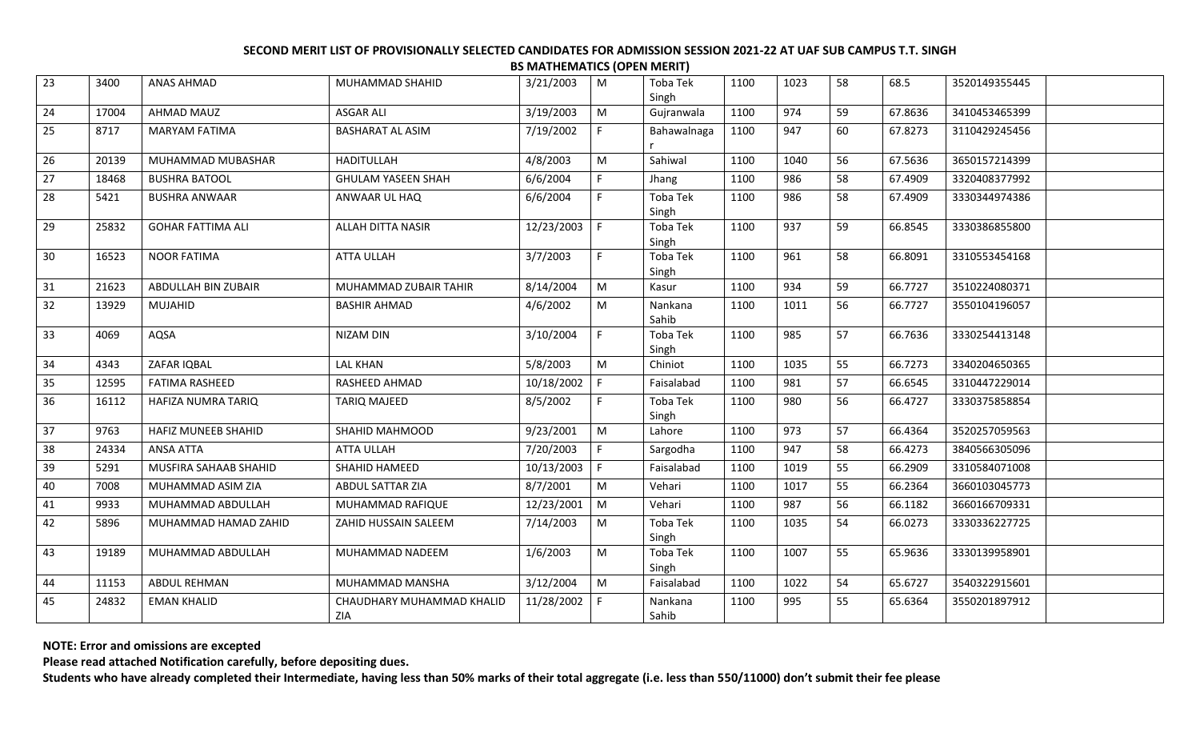**SECOND MERIT LIST OF PROVISIONALLY SELECTED CANDIDATES FOR ADMISSION SESSION 2021-22 AT UAF SUB CAMPUS T.T. SINGH**

**BS MATHEMATICS (OPEN MERIT)**

| | | | | | | | | | | | | |
|---|---|---|---|---|---|---|---|---|---|---|---|---|
| 23 | 3400 | ANAS AHMAD | MUHAMMAD SHAHID | 3/21/2003 | M | Toba Tek Singh | 1100 | 1023 | 58 | 68.5 | 3520149355445 | |
| 24 | 17004 | AHMAD MAUZ | ASGAR ALI | 3/19/2003 | M | Gujranwala | 1100 | 974 | 59 | 67.8636 | 3410453465399 | |
| 25 | 8717 | MARYAM FATIMA | BASHARAT AL ASIM | 7/19/2002 | F | Bahawalnagar | 1100 | 947 | 60 | 67.8273 | 3110429245456 | |
| 26 | 20139 | MUHAMMAD MUBASHAR | HADITULLAH | 4/8/2003 | M | Sahiwal | 1100 | 1040 | 56 | 67.5636 | 3650157214399 | |
| 27 | 18468 | BUSHRA BATOOL | GHULAM YASEEN SHAH | 6/6/2004 | F | Jhang | 1100 | 986 | 58 | 67.4909 | 3320408377992 | |
| 28 | 5421 | BUSHRA ANWAAR | ANWAAR UL HAQ | 6/6/2004 | F | Toba Tek Singh | 1100 | 986 | 58 | 67.4909 | 3330344974386 | |
| 29 | 25832 | GOHAR FATTIMA ALI | ALLAH DITTA NASIR | 12/23/2003 | F | Toba Tek Singh | 1100 | 937 | 59 | 66.8545 | 3330386855800 | |
| 30 | 16523 | NOOR FATIMA | ATTA ULLAH | 3/7/2003 | F | Toba Tek Singh | 1100 | 961 | 58 | 66.8091 | 3310553454168 | |
| 31 | 21623 | ABDULLAH BIN ZUBAIR | MUHAMMAD ZUBAIR TAHIR | 8/14/2004 | M | Kasur | 1100 | 934 | 59 | 66.7727 | 3510224080371 | |
| 32 | 13929 | MUJAHID | BASHIR AHMAD | 4/6/2002 | M | Nankana Sahib | 1100 | 1011 | 56 | 66.7727 | 3550104196057 | |
| 33 | 4069 | AQSA | NIZAM DIN | 3/10/2004 | F | Toba Tek Singh | 1100 | 985 | 57 | 66.7636 | 3330254413148 | |
| 34 | 4343 | ZAFAR IQBAL | LAL KHAN | 5/8/2003 | M | Chiniot | 1100 | 1035 | 55 | 66.7273 | 3340204650365 | |
| 35 | 12595 | FATIMA RASHEED | RASHEED AHMAD | 10/18/2002 | F | Faisalabad | 1100 | 981 | 57 | 66.6545 | 3310447229014 | |
| 36 | 16112 | HAFIZA NUMRA TARIQ | TARIQ MAJEED | 8/5/2002 | F | Toba Tek Singh | 1100 | 980 | 56 | 66.4727 | 3330375858854 | |
| 37 | 9763 | HAFIZ MUNEEB SHAHID | SHAHID MAHMOOD | 9/23/2001 | M | Lahore | 1100 | 973 | 57 | 66.4364 | 3520257059563 | |
| 38 | 24334 | ANSA ATTA | ATTA ULLAH | 7/20/2003 | F | Sargodha | 1100 | 947 | 58 | 66.4273 | 3840566305096 | |
| 39 | 5291 | MUSFIRA SAHAAB SHAHID | SHAHID HAMEED | 10/13/2003 | F | Faisalabad | 1100 | 1019 | 55 | 66.2909 | 3310584071008 | |
| 40 | 7008 | MUHAMMAD ASIM ZIA | ABDUL SATTAR ZIA | 8/7/2001 | M | Vehari | 1100 | 1017 | 55 | 66.2364 | 3660103045773 | |
| 41 | 9933 | MUHAMMAD ABDULLAH | MUHAMMAD RAFIQUE | 12/23/2001 | M | Vehari | 1100 | 987 | 56 | 66.1182 | 3660166709331 | |
| 42 | 5896 | MUHAMMAD HAMAD ZAHID | ZAHID HUSSAIN SALEEM | 7/14/2003 | M | Toba Tek Singh | 1100 | 1035 | 54 | 66.0273 | 3330336227725 | |
| 43 | 19189 | MUHAMMAD ABDULLAH | MUHAMMAD NADEEM | 1/6/2003 | M | Toba Tek Singh | 1100 | 1007 | 55 | 65.9636 | 3330139958901 | |
| 44 | 11153 | ABDUL REHMAN | MUHAMMAD MANSHA | 3/12/2004 | M | Faisalabad | 1100 | 1022 | 54 | 65.6727 | 3540322915601 | |
| 45 | 24832 | EMAN KHALID | CHAUDHARY MUHAMMAD KHALID ZIA | 11/28/2002 | F | Nankana Sahib | 1100 | 995 | 55 | 65.6364 | 3550201897912 | |

**NOTE: Error and omissions are excepted**

**Please read attached Notification carefully, before depositing dues.**

**Students who have already completed their Intermediate, having less than 50% marks of their total aggregate (i.e. less than 550/11000) don't submit their fee please**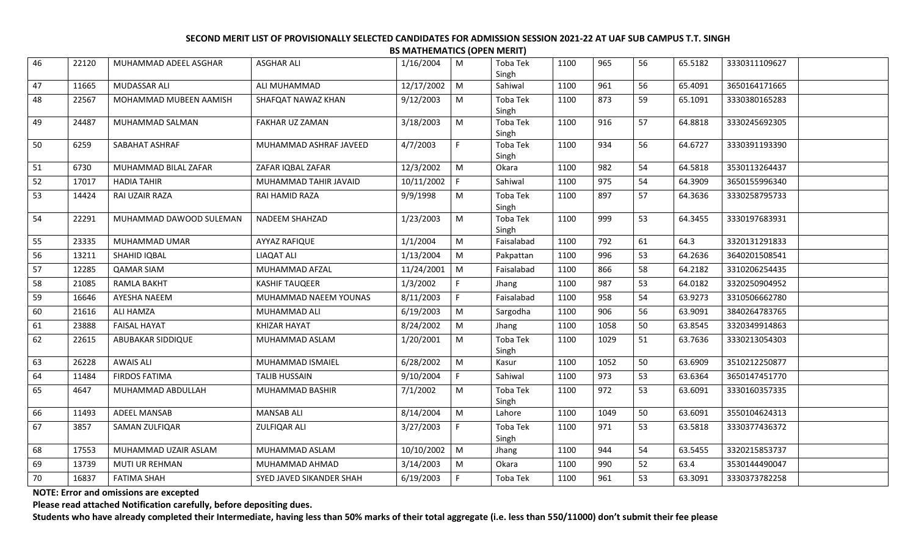**SECOND MERIT LIST OF PROVISIONALLY SELECTED CANDIDATES FOR ADMISSION SESSION 2021-22 AT UAF SUB CAMPUS T.T. SINGH**

**BS MATHEMATICS (OPEN MERIT)**

| | | | | | | | | | | | | |
|---|---|---|---|---|---|---|---|---|---|---|---|---|
| 46 | 22120 | MUHAMMAD ADEEL ASGHAR | ASGHAR ALI | 1/16/2004 | M | Toba Tek Singh | 1100 | 965 | 56 | 65.5182 | 3330311109627 | |
| 47 | 11665 | MUDASSAR ALI | ALI MUHAMMAD | 12/17/2002 | M | Sahiwal | 1100 | 961 | 56 | 65.4091 | 3650164171665 | |
| 48 | 22567 | MOHAMMAD MUBEEN AAMISH | SHAFQAT NAWAZ KHAN | 9/12/2003 | M | Toba Tek Singh | 1100 | 873 | 59 | 65.1091 | 3330380165283 | |
| 49 | 24487 | MUHAMMAD SALMAN | FAKHAR UZ ZAMAN | 3/18/2003 | M | Toba Tek Singh | 1100 | 916 | 57 | 64.8818 | 3330245692305 | |
| 50 | 6259 | SABAHAT ASHRAF | MUHAMMAD ASHRAF JAVEED | 4/7/2003 | F | Toba Tek Singh | 1100 | 934 | 56 | 64.6727 | 3330391193390 | |
| 51 | 6730 | MUHAMMAD BILAL ZAFAR | ZAFAR IQBAL ZAFAR | 12/3/2002 | M | Okara | 1100 | 982 | 54 | 64.5818 | 3530113264437 | |
| 52 | 17017 | HADIA TAHIR | MUHAMMAD TAHIR JAVAID | 10/11/2002 | F | Sahiwal | 1100 | 975 | 54 | 64.3909 | 3650155996340 | |
| 53 | 14424 | RAI UZAIR RAZA | RAI HAMID RAZA | 9/9/1998 | M | Toba Tek Singh | 1100 | 897 | 57 | 64.3636 | 3330258795733 | |
| 54 | 22291 | MUHAMMAD DAWOOD SULEMAN | NADEEM SHAHZAD | 1/23/2003 | M | Toba Tek Singh | 1100 | 999 | 53 | 64.3455 | 3330197683931 | |
| 55 | 23335 | MUHAMMAD UMAR | AYYAZ RAFIQUE | 1/1/2004 | M | Faisalabad | 1100 | 792 | 61 | 64.3 | 3320131291833 | |
| 56 | 13211 | SHAHID IQBAL | LIAQAT ALI | 1/13/2004 | M | Pakpattan | 1100 | 996 | 53 | 64.2636 | 3640201508541 | |
| 57 | 12285 | QAMAR SIAM | MUHAMMAD AFZAL | 11/24/2001 | M | Faisalabad | 1100 | 866 | 58 | 64.2182 | 3310206254435 | |
| 58 | 21085 | RAMLA BAKHT | KASHIF TAUQEER | 1/3/2002 | F | Jhang | 1100 | 987 | 53 | 64.0182 | 3320250904952 | |
| 59 | 16646 | AYESHA NAEEM | MUHAMMAD NAEEM YOUNAS | 8/11/2003 | F | Faisalabad | 1100 | 958 | 54 | 63.9273 | 3310506662780 | |
| 60 | 21616 | ALI HAMZA | MUHAMMAD ALI | 6/19/2003 | M | Sargodha | 1100 | 906 | 56 | 63.9091 | 3840264783765 | |
| 61 | 23888 | FAISAL HAYAT | KHIZAR HAYAT | 8/24/2002 | M | Jhang | 1100 | 1058 | 50 | 63.8545 | 3320349914863 | |
| 62 | 22615 | ABUBAKAR SIDDIQUE | MUHAMMAD ASLAM | 1/20/2001 | M | Toba Tek Singh | 1100 | 1029 | 51 | 63.7636 | 3330213054303 | |
| 63 | 26228 | AWAIS ALI | MUHAMMAD ISMAIEL | 6/28/2002 | M | Kasur | 1100 | 1052 | 50 | 63.6909 | 3510212250877 | |
| 64 | 11484 | FIRDOS FATIMA | TALIB HUSSAIN | 9/10/2004 | F | Sahiwal | 1100 | 973 | 53 | 63.6364 | 3650147451770 | |
| 65 | 4647 | MUHAMMAD ABDULLAH | MUHAMMAD BASHIR | 7/1/2002 | M | Toba Tek Singh | 1100 | 972 | 53 | 63.6091 | 3330160357335 | |
| 66 | 11493 | ADEEL MANSAB | MANSAB ALI | 8/14/2004 | M | Lahore | 1100 | 1049 | 50 | 63.6091 | 3550104624313 | |
| 67 | 3857 | SAMAN ZULFIQAR | ZULFIQAR ALI | 3/27/2003 | F | Toba Tek Singh | 1100 | 971 | 53 | 63.5818 | 3330377436372 | |
| 68 | 17553 | MUHAMMAD UZAIR ASLAM | MUHAMMAD ASLAM | 10/10/2002 | M | Jhang | 1100 | 944 | 54 | 63.5455 | 3320215853737 | |
| 69 | 13739 | MUTI UR REHMAN | MUHAMMAD AHMAD | 3/14/2003 | M | Okara | 1100 | 990 | 52 | 63.4 | 3530144490047 | |
| 70 | 16837 | FATIMA SHAH | SYED JAVED SIKANDER SHAH | 6/19/2003 | F | Toba Tek | 1100 | 961 | 53 | 63.3091 | 3330373782258 | |

**NOTE: Error and omissions are excepted**

**Please read attached Notification carefully, before depositing dues.**

**Students who have already completed their Intermediate, having less than 50% marks of their total aggregate (i.e. less than 550/11000) don't submit their fee please**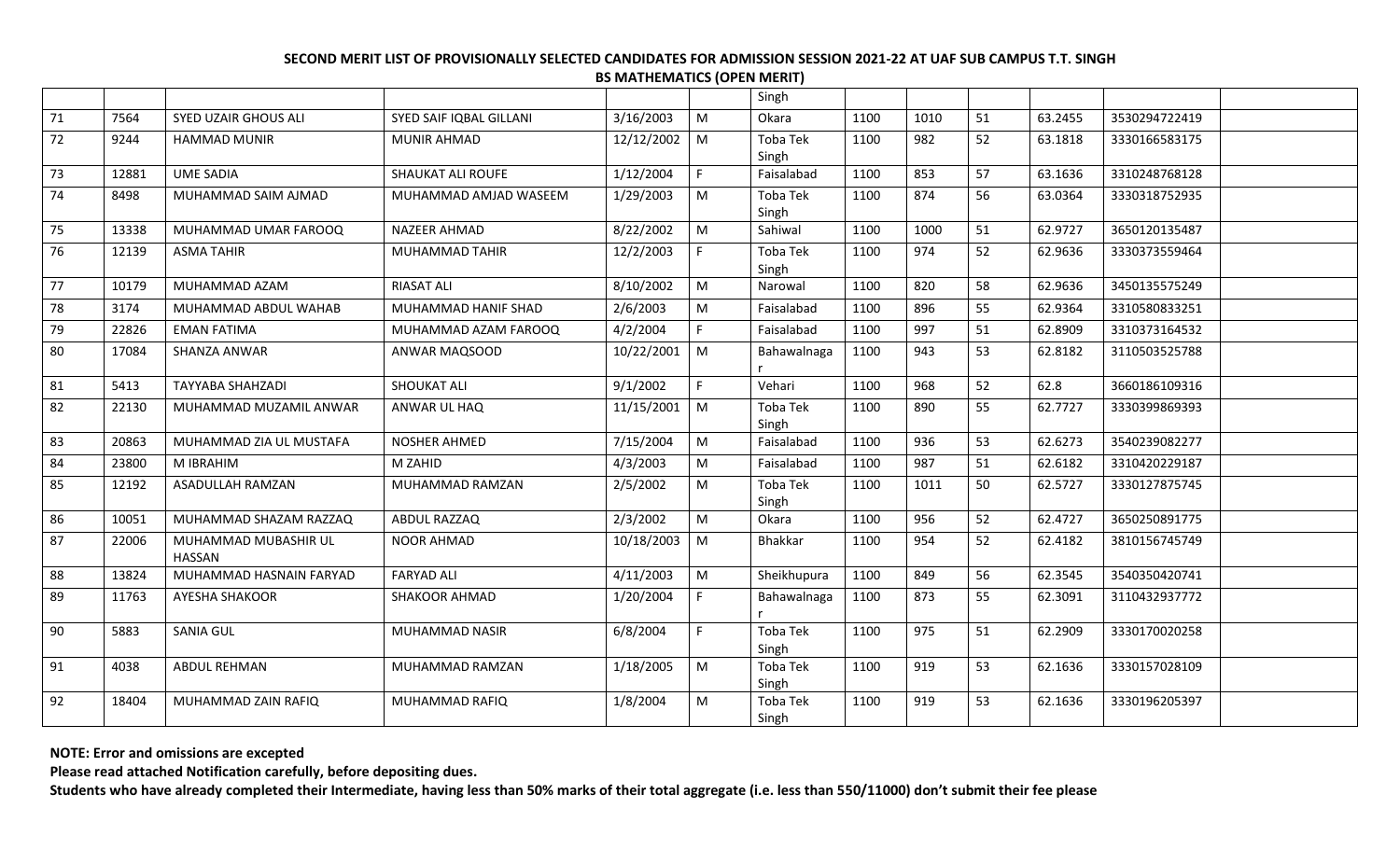**SECOND MERIT LIST OF PROVISIONALLY SELECTED CANDIDATES FOR ADMISSION SESSION 2021-22 AT UAF SUB CAMPUS T.T. SINGH**

**BS MATHEMATICS (OPEN MERIT)**

| | | | | | | | | | | | | |
|---|---|---|---|---|---|---|---|---|---|---|---|---|
| | | | | | | Singh | | | | | | |
| 71 | 7564 | SYED UZAIR GHOUS ALI | SYED SAIF IQBAL GILLANI | 3/16/2003 | M | Okara | 1100 | 1010 | 51 | 63.2455 | 3530294722419 | |
| 72 | 9244 | HAMMAD MUNIR | MUNIR AHMAD | 12/12/2002 | M | Toba Tek Singh | 1100 | 982 | 52 | 63.1818 | 3330166583175 | |
| 73 | 12881 | UME SADIA | SHAUKAT ALI ROUFE | 1/12/2004 | F | Faisalabad | 1100 | 853 | 57 | 63.1636 | 3310248768128 | |
| 74 | 8498 | MUHAMMAD SAIM AJMAD | MUHAMMAD AMJAD WASEEM | 1/29/2003 | M | Toba Tek Singh | 1100 | 874 | 56 | 63.0364 | 3330318752935 | |
| 75 | 13338 | MUHAMMAD UMAR FAROOQ | NAZEER AHMAD | 8/22/2002 | M | Sahiwal | 1100 | 1000 | 51 | 62.9727 | 3650120135487 | |
| 76 | 12139 | ASMA TAHIR | MUHAMMAD TAHIR | 12/2/2003 | F | Toba Tek Singh | 1100 | 974 | 52 | 62.9636 | 3330373559464 | |
| 77 | 10179 | MUHAMMAD AZAM | RIASAT ALI | 8/10/2002 | M | Narowal | 1100 | 820 | 58 | 62.9636 | 3450135575249 | |
| 78 | 3174 | MUHAMMAD ABDUL WAHAB | MUHAMMAD HANIF SHAD | 2/6/2003 | M | Faisalabad | 1100 | 896 | 55 | 62.9364 | 3310580833251 | |
| 79 | 22826 | EMAN FATIMA | MUHAMMAD AZAM FAROOQ | 4/2/2004 | F | Faisalabad | 1100 | 997 | 51 | 62.8909 | 3310373164532 | |
| 80 | 17084 | SHANZA ANWAR | ANWAR MAQSOOD | 10/22/2001 | M | Bahawalnagar | 1100 | 943 | 53 | 62.8182 | 3110503525788 | |
| 81 | 5413 | TAYYABA SHAHZADI | SHOUKAT ALI | 9/1/2002 | F | Vehari | 1100 | 968 | 52 | 62.8 | 3660186109316 | |
| 82 | 22130 | MUHAMMAD MUZAMIL ANWAR | ANWAR UL HAQ | 11/15/2001 | M | Toba Tek Singh | 1100 | 890 | 55 | 62.7727 | 3330399869393 | |
| 83 | 20863 | MUHAMMAD ZIA UL MUSTAFA | NOSHER AHMED | 7/15/2004 | M | Faisalabad | 1100 | 936 | 53 | 62.6273 | 3540239082277 | |
| 84 | 23800 | M IBRAHIM | M ZAHID | 4/3/2003 | M | Faisalabad | 1100 | 987 | 51 | 62.6182 | 3310420229187 | |
| 85 | 12192 | ASADULLAH RAMZAN | MUHAMMAD RAMZAN | 2/5/2002 | M | Toba Tek Singh | 1100 | 1011 | 50 | 62.5727 | 3330127875745 | |
| 86 | 10051 | MUHAMMAD SHAZAM RAZZAQ | ABDUL RAZZAQ | 2/3/2002 | M | Okara | 1100 | 956 | 52 | 62.4727 | 3650250891775 | |
| 87 | 22006 | MUHAMMAD MUBASHIR UL HASSAN | NOOR AHMAD | 10/18/2003 | M | Bhakkar | 1100 | 954 | 52 | 62.4182 | 3810156745749 | |
| 88 | 13824 | MUHAMMAD HASNAIN FARYAD | FARYAD ALI | 4/11/2003 | M | Sheikhupura | 1100 | 849 | 56 | 62.3545 | 3540350420741 | |
| 89 | 11763 | AYESHA SHAKOOR | SHAKOOR AHMAD | 1/20/2004 | F | Bahawalnagar | 1100 | 873 | 55 | 62.3091 | 3110432937772 | |
| 90 | 5883 | SANIA GUL | MUHAMMAD NASIR | 6/8/2004 | F | Toba Tek Singh | 1100 | 975 | 51 | 62.2909 | 3330170020258 | |
| 91 | 4038 | ABDUL REHMAN | MUHAMMAD RAMZAN | 1/18/2005 | M | Toba Tek Singh | 1100 | 919 | 53 | 62.1636 | 3330157028109 | |
| 92 | 18404 | MUHAMMAD ZAIN RAFIQ | MUHAMMAD RAFIQ | 1/8/2004 | M | Toba Tek Singh | 1100 | 919 | 53 | 62.1636 | 3330196205397 | |

**NOTE: Error and omissions are excepted**

**Please read attached Notification carefully, before depositing dues.**

**Students who have already completed their Intermediate, having less than 50% marks of their total aggregate (i.e. less than 550/11000) don't submit their fee please**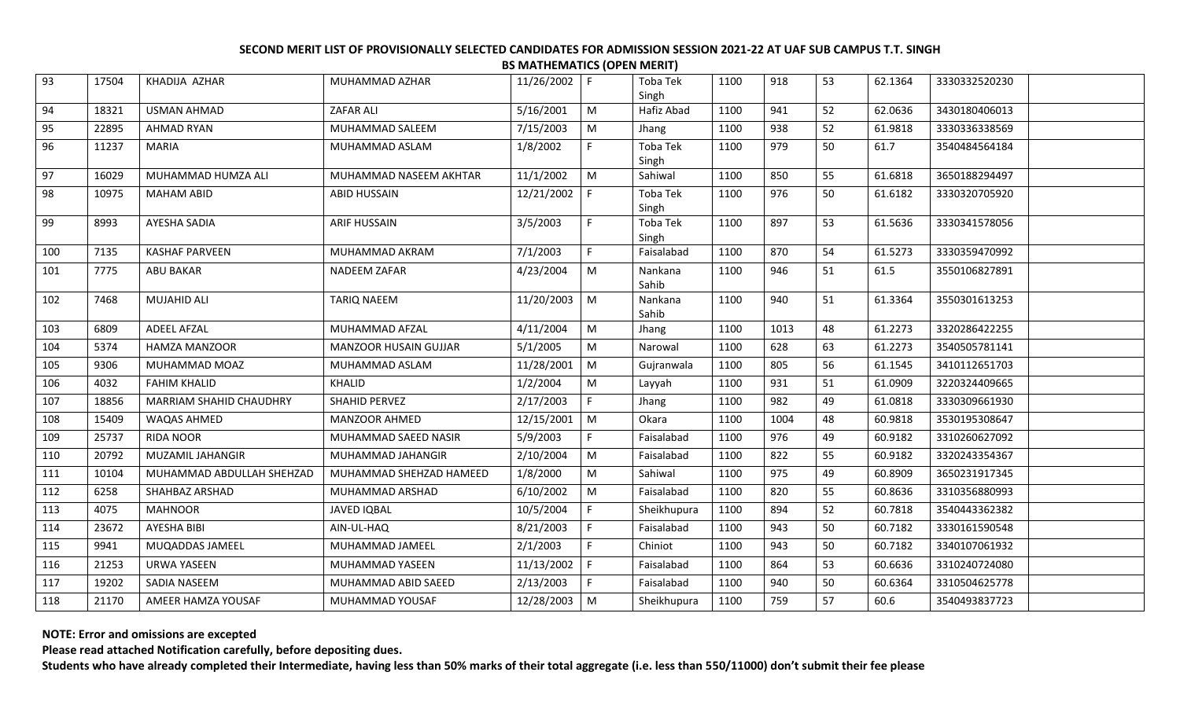**SECOND MERIT LIST OF PROVISIONALLY SELECTED CANDIDATES FOR ADMISSION SESSION 2021-22 AT UAF SUB CAMPUS T.T. SINGH**

**BS MATHEMATICS (OPEN MERIT)**

| | | | | | | | | | | | | |
|---|---|---|---|---|---|---|---|---|---|---|---|---|
| 93 | 17504 | KHADIJA AZHAR | MUHAMMAD AZHAR | 11/26/2002 | F | Toba Tek Singh | 1100 | 918 | 53 | 62.1364 | 3330332520230 | |
| 94 | 18321 | USMAN AHMAD | ZAFAR ALI | 5/16/2001 | M | Hafiz Abad | 1100 | 941 | 52 | 62.0636 | 3430180406013 | |
| 95 | 22895 | AHMAD RYAN | MUHAMMAD SALEEM | 7/15/2003 | M | Jhang | 1100 | 938 | 52 | 61.9818 | 3330336338569 | |
| 96 | 11237 | MARIA | MUHAMMAD ASLAM | 1/8/2002 | F | Toba Tek Singh | 1100 | 979 | 50 | 61.7 | 3540484564184 | |
| 97 | 16029 | MUHAMMAD HUMZA ALI | MUHAMMAD NASEEM AKHTAR | 11/1/2002 | M | Sahiwal | 1100 | 850 | 55 | 61.6818 | 3650188294497 | |
| 98 | 10975 | MAHAM ABID | ABID HUSSAIN | 12/21/2002 | F | Toba Tek Singh | 1100 | 976 | 50 | 61.6182 | 3330320705920 | |
| 99 | 8993 | AYESHA SADIA | ARIF HUSSAIN | 3/5/2003 | F | Toba Tek Singh | 1100 | 897 | 53 | 61.5636 | 3330341578056 | |
| 100 | 7135 | KASHAF PARVEEN | MUHAMMAD AKRAM | 7/1/2003 | F | Faisalabad | 1100 | 870 | 54 | 61.5273 | 3330359470992 | |
| 101 | 7775 | ABU BAKAR | NADEEM ZAFAR | 4/23/2004 | M | Nankana Sahib | 1100 | 946 | 51 | 61.5 | 3550106827891 | |
| 102 | 7468 | MUJAHID ALI | TARIQ NAEEM | 11/20/2003 | M | Nankana Sahib | 1100 | 940 | 51 | 61.3364 | 3550301613253 | |
| 103 | 6809 | ADEEL AFZAL | MUHAMMAD AFZAL | 4/11/2004 | M | Jhang | 1100 | 1013 | 48 | 61.2273 | 3320286422255 | |
| 104 | 5374 | HAMZA MANZOOR | MANZOOR HUSAIN GUJJAR | 5/1/2005 | M | Narowal | 1100 | 628 | 63 | 61.2273 | 3540505781141 | |
| 105 | 9306 | MUHAMMAD MOAZ | MUHAMMAD ASLAM | 11/28/2001 | M | Gujranwala | 1100 | 805 | 56 | 61.1545 | 3410112651703 | |
| 106 | 4032 | FAHIM KHALID | KHALID | 1/2/2004 | M | Layyah | 1100 | 931 | 51 | 61.0909 | 3220324409665 | |
| 107 | 18856 | MARRIAM SHAHID CHAUDHRY | SHAHID PERVEZ | 2/17/2003 | F | Jhang | 1100 | 982 | 49 | 61.0818 | 3330309661930 | |
| 108 | 15409 | WAQAS AHMED | MANZOOR AHMED | 12/15/2001 | M | Okara | 1100 | 1004 | 48 | 60.9818 | 3530195308647 | |
| 109 | 25737 | RIDA NOOR | MUHAMMAD SAEED NASIR | 5/9/2003 | F | Faisalabad | 1100 | 976 | 49 | 60.9182 | 3310260627092 | |
| 110 | 20792 | MUZAMIL JAHANGIR | MUHAMMAD JAHANGIR | 2/10/2004 | M | Faisalabad | 1100 | 822 | 55 | 60.9182 | 3320243354367 | |
| 111 | 10104 | MUHAMMAD ABDULLAH SHEHZAD | MUHAMMAD SHEHZAD HAMEED | 1/8/2000 | M | Sahiwal | 1100 | 975 | 49 | 60.8909 | 3650231917345 | |
| 112 | 6258 | SHAHBAZ ARSHAD | MUHAMMAD ARSHAD | 6/10/2002 | M | Faisalabad | 1100 | 820 | 55 | 60.8636 | 3310356880993 | |
| 113 | 4075 | MAHNOOR | JAVED IQBAL | 10/5/2004 | F | Sheikhupura | 1100 | 894 | 52 | 60.7818 | 3540443362382 | |
| 114 | 23672 | AYESHA BIBI | AIN-UL-HAQ | 8/21/2003 | F | Faisalabad | 1100 | 943 | 50 | 60.7182 | 3330161590548 | |
| 115 | 9941 | MUQADDAS JAMEEL | MUHAMMAD JAMEEL | 2/1/2003 | F | Chiniot | 1100 | 943 | 50 | 60.7182 | 3340107061932 | |
| 116 | 21253 | URWA YASEEN | MUHAMMAD YASEEN | 11/13/2002 | F | Faisalabad | 1100 | 864 | 53 | 60.6636 | 3310240724080 | |
| 117 | 19202 | SADIA NASEEM | MUHAMMAD ABID SAEED | 2/13/2003 | F | Faisalabad | 1100 | 940 | 50 | 60.6364 | 3310504625778 | |
| 118 | 21170 | AMEER HAMZA YOUSAF | MUHAMMAD YOUSAF | 12/28/2003 | M | Sheikhupura | 1100 | 759 | 57 | 60.6 | 3540493837723 | |

**NOTE: Error and omissions are excepted**

**Please read attached Notification carefully, before depositing dues.**

**Students who have already completed their Intermediate, having less than 50% marks of their total aggregate (i.e. less than 550/11000) don't submit their fee please**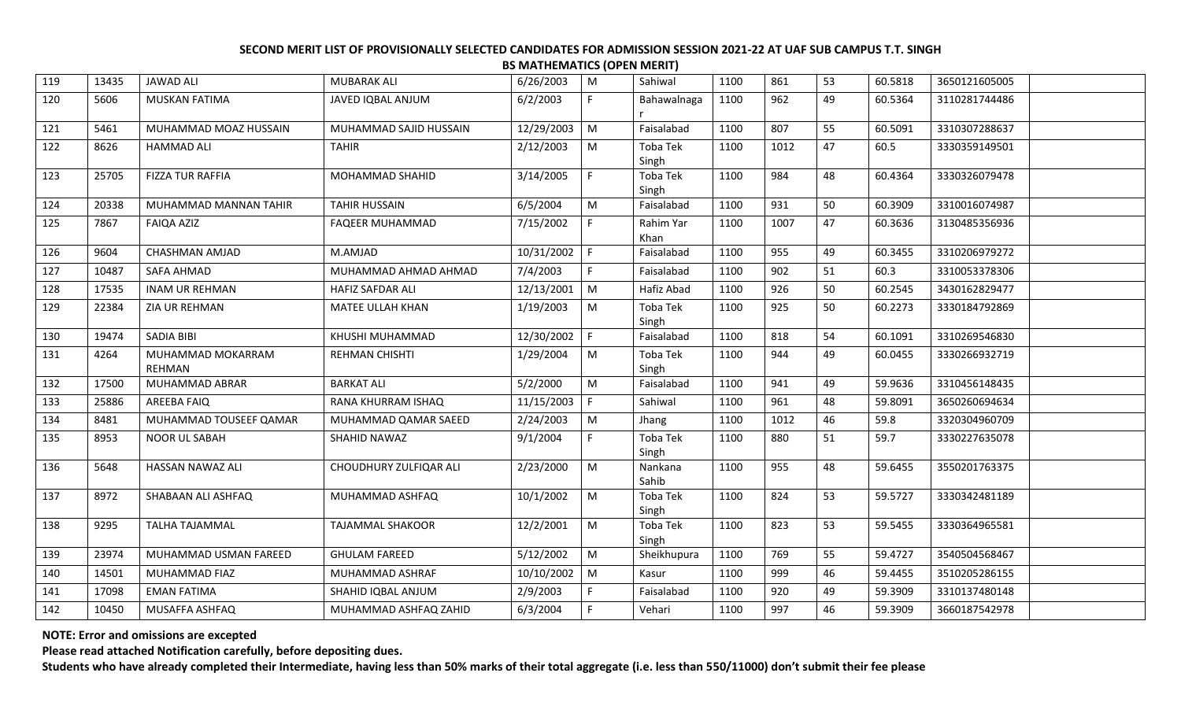**SECOND MERIT LIST OF PROVISIONALLY SELECTED CANDIDATES FOR ADMISSION SESSION 2021-22 AT UAF SUB CAMPUS T.T. SINGH**

**BS MATHEMATICS (OPEN MERIT)**

| | | | | | | | | | | | | |
|---|---|---|---|---|---|---|---|---|---|---|---|---|
| 119 | 13435 | JAWAD ALI | MUBARAK ALI | 6/26/2003 | M | Sahiwal | 1100 | 861 | 53 | 60.5818 | 3650121605005 | |
| 120 | 5606 | MUSKAN FATIMA | JAVED IQBAL ANJUM | 6/2/2003 | F | Bahawalnagar | 1100 | 962 | 49 | 60.5364 | 3110281744486 | |
| 121 | 5461 | MUHAMMAD MOAZ HUSSAIN | MUHAMMAD SAJID HUSSAIN | 12/29/2003 | M | Faisalabad | 1100 | 807 | 55 | 60.5091 | 3310307288637 | |
| 122 | 8626 | HAMMAD ALI | TAHIR | 2/12/2003 | M | Toba Tek Singh | 1100 | 1012 | 47 | 60.5 | 3330359149501 | |
| 123 | 25705 | FIZZA TUR RAFFIA | MOHAMMAD SHAHID | 3/14/2005 | F | Toba Tek Singh | 1100 | 984 | 48 | 60.4364 | 3330326079478 | |
| 124 | 20338 | MUHAMMAD MANNAN TAHIR | TAHIR HUSSAIN | 6/5/2004 | M | Faisalabad | 1100 | 931 | 50 | 60.3909 | 3310016074987 | |
| 125 | 7867 | FAIQA AZIZ | FAQEER MUHAMMAD | 7/15/2002 | F | Rahim Yar Khan | 1100 | 1007 | 47 | 60.3636 | 3130485356936 | |
| 126 | 9604 | CHASHMAN AMJAD | M.AMJAD | 10/31/2002 | F | Faisalabad | 1100 | 955 | 49 | 60.3455 | 3310206979272 | |
| 127 | 10487 | SAFA AHMAD | MUHAMMAD AHMAD AHMAD | 7/4/2003 | F | Faisalabad | 1100 | 902 | 51 | 60.3 | 3310053378306 | |
| 128 | 17535 | INAM UR REHMAN | HAFIZ SAFDAR ALI | 12/13/2001 | M | Hafiz Abad | 1100 | 926 | 50 | 60.2545 | 3430162829477 | |
| 129 | 22384 | ZIA UR REHMAN | MATEE ULLAH KHAN | 1/19/2003 | M | Toba Tek Singh | 1100 | 925 | 50 | 60.2273 | 3330184792869 | |
| 130 | 19474 | SADIA BIBI | KHUSHI MUHAMMAD | 12/30/2002 | F | Faisalabad | 1100 | 818 | 54 | 60.1091 | 3310269546830 | |
| 131 | 4264 | MUHAMMAD MOKARRAM REHMAN | REHMAN CHISHTI | 1/29/2004 | M | Toba Tek Singh | 1100 | 944 | 49 | 60.0455 | 3330266932719 | |
| 132 | 17500 | MUHAMMAD ABRAR | BARKAT ALI | 5/2/2000 | M | Faisalabad | 1100 | 941 | 49 | 59.9636 | 3310456148435 | |
| 133 | 25886 | AREEBA FAIQ | RANA KHURRAM ISHAQ | 11/15/2003 | F | Sahiwal | 1100 | 961 | 48 | 59.8091 | 3650260694634 | |
| 134 | 8481 | MUHAMMAD TOUSEEF QAMAR | MUHAMMAD QAMAR SAEED | 2/24/2003 | M | Jhang | 1100 | 1012 | 46 | 59.8 | 3320304960709 | |
| 135 | 8953 | NOOR UL SABAH | SHAHID NAWAZ | 9/1/2004 | F | Toba Tek Singh | 1100 | 880 | 51 | 59.7 | 3330227635078 | |
| 136 | 5648 | HASSAN NAWAZ ALI | CHOUDHURY ZULFIQAR ALI | 2/23/2000 | M | Nankana Sahib | 1100 | 955 | 48 | 59.6455 | 3550201763375 | |
| 137 | 8972 | SHABAAN ALI ASHFAQ | MUHAMMAD ASHFAQ | 10/1/2002 | M | Toba Tek Singh | 1100 | 824 | 53 | 59.5727 | 3330342481189 | |
| 138 | 9295 | TALHA TAJAMMAL | TAJAMMAL SHAKOOR | 12/2/2001 | M | Toba Tek Singh | 1100 | 823 | 53 | 59.5455 | 3330364965581 | |
| 139 | 23974 | MUHAMMAD USMAN FAREED | GHULAM FAREED | 5/12/2002 | M | Sheikhupura | 1100 | 769 | 55 | 59.4727 | 3540504568467 | |
| 140 | 14501 | MUHAMMAD FIAZ | MUHAMMAD ASHRAF | 10/10/2002 | M | Kasur | 1100 | 999 | 46 | 59.4455 | 3510205286155 | |
| 141 | 17098 | EMAN FATIMA | SHAHID IQBAL ANJUM | 2/9/2003 | F | Faisalabad | 1100 | 920 | 49 | 59.3909 | 3310137480148 | |
| 142 | 10450 | MUSAFFA ASHFAQ | MUHAMMAD ASHFAQ ZAHID | 6/3/2004 | F | Vehari | 1100 | 997 | 46 | 59.3909 | 3660187542978 | |

**NOTE: Error and omissions are excepted**

**Please read attached Notification carefully, before depositing dues.**

**Students who have already completed their Intermediate, having less than 50% marks of their total aggregate (i.e. less than 550/11000) don't submit their fee please**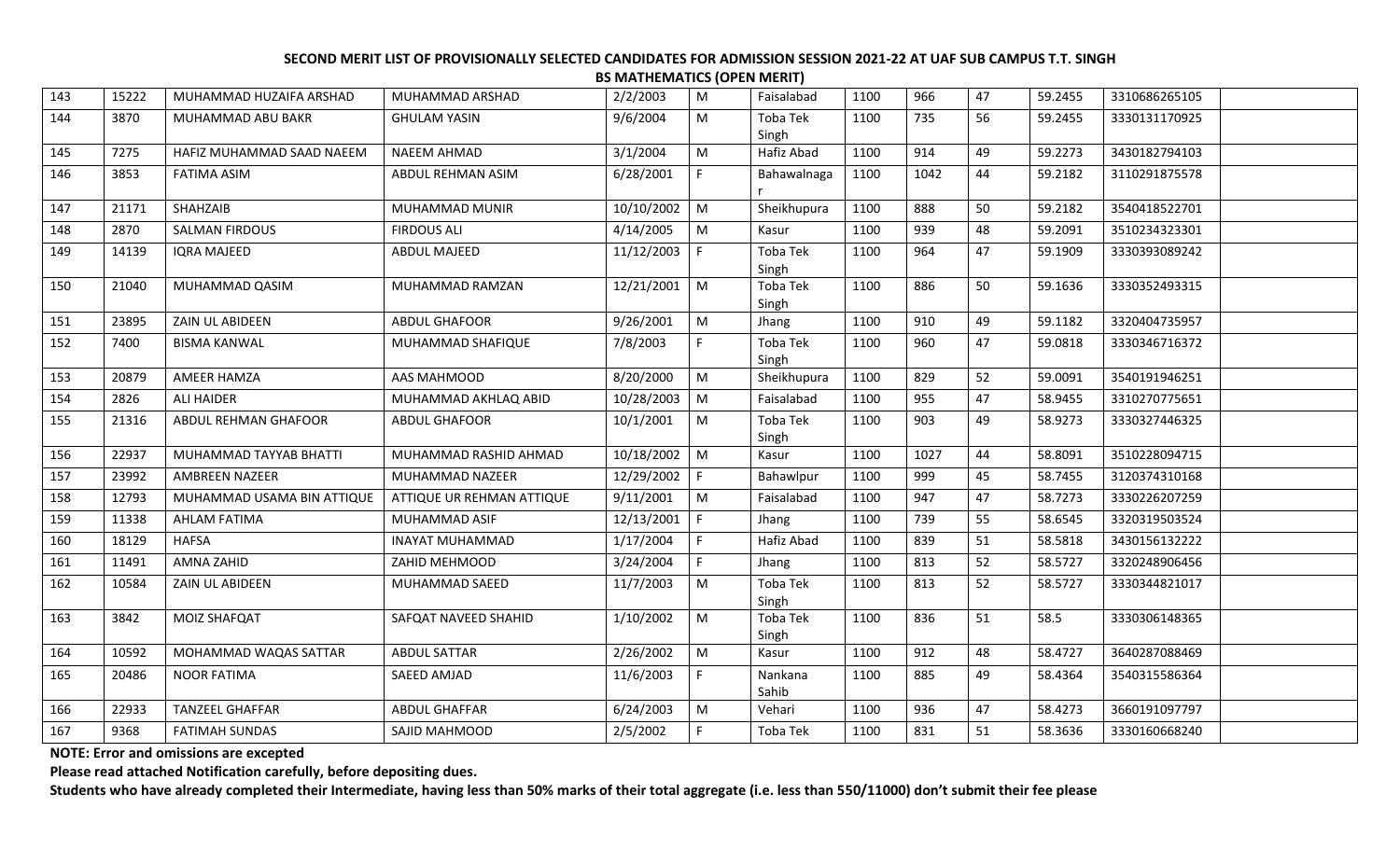**SECOND MERIT LIST OF PROVISIONALLY SELECTED CANDIDATES FOR ADMISSION SESSION 2021-22 AT UAF SUB CAMPUS T.T. SINGH**

**BS MATHEMATICS (OPEN MERIT)**

| | | | | | | | | | | | | |
|---|---|---|---|---|---|---|---|---|---|---|---|---|
| 143 | 15222 | MUHAMMAD HUZAIFA ARSHAD | MUHAMMAD ARSHAD | 2/2/2003 | M | Faisalabad | 1100 | 966 | 47 | 59.2455 | 3310686265105 | |
| 144 | 3870 | MUHAMMAD ABU BAKR | GHULAM YASIN | 9/6/2004 | M | Toba Tek Singh | 1100 | 735 | 56 | 59.2455 | 3330131170925 | |
| 145 | 7275 | HAFIZ MUHAMMAD SAAD NAEEM | NAEEM AHMAD | 3/1/2004 | M | Hafiz Abad | 1100 | 914 | 49 | 59.2273 | 3430182794103 | |
| 146 | 3853 | FATIMA ASIM | ABDUL REHMAN ASIM | 6/28/2001 | F | Bahawalnagar | 1100 | 1042 | 44 | 59.2182 | 3110291875578 | |
| 147 | 21171 | SHAHZAIB | MUHAMMAD MUNIR | 10/10/2002 | M | Sheikhupura | 1100 | 888 | 50 | 59.2182 | 3540418522701 | |
| 148 | 2870 | SALMAN FIRDOUS | FIRDOUS ALI | 4/14/2005 | M | Kasur | 1100 | 939 | 48 | 59.2091 | 3510234323301 | |
| 149 | 14139 | IQRA MAJEED | ABDUL MAJEED | 11/12/2003 | F | Toba Tek Singh | 1100 | 964 | 47 | 59.1909 | 3330393089242 | |
| 150 | 21040 | MUHAMMAD QASIM | MUHAMMAD RAMZAN | 12/21/2001 | M | Toba Tek Singh | 1100 | 886 | 50 | 59.1636 | 3330352493315 | |
| 151 | 23895 | ZAIN UL ABIDEEN | ABDUL GHAFOOR | 9/26/2001 | M | Jhang | 1100 | 910 | 49 | 59.1182 | 3320404735957 | |
| 152 | 7400 | BISMA KANWAL | MUHAMMAD SHAFIQUE | 7/8/2003 | F | Toba Tek Singh | 1100 | 960 | 47 | 59.0818 | 3330346716372 | |
| 153 | 20879 | AMEER HAMZA | AAS MAHMOOD | 8/20/2000 | M | Sheikhupura | 1100 | 829 | 52 | 59.0091 | 3540191946251 | |
| 154 | 2826 | ALI HAIDER | MUHAMMAD AKHLAQ ABID | 10/28/2003 | M | Faisalabad | 1100 | 955 | 47 | 58.9455 | 3310270775651 | |
| 155 | 21316 | ABDUL REHMAN GHAFOOR | ABDUL GHAFOOR | 10/1/2001 | M | Toba Tek Singh | 1100 | 903 | 49 | 58.9273 | 3330327446325 | |
| 156 | 22937 | MUHAMMAD TAYYAB BHATTI | MUHAMMAD RASHID AHMAD | 10/18/2002 | M | Kasur | 1100 | 1027 | 44 | 58.8091 | 3510228094715 | |
| 157 | 23992 | AMBREEN NAZEER | MUHAMMAD NAZEER | 12/29/2002 | F | Bahawlpur | 1100 | 999 | 45 | 58.7455 | 3120374310168 | |
| 158 | 12793 | MUHAMMAD USAMA BIN ATTIQUE | ATTIQUE UR REHMAN ATTIQUE | 9/11/2001 | M | Faisalabad | 1100 | 947 | 47 | 58.7273 | 3330226207259 | |
| 159 | 11338 | AHLAM FATIMA | MUHAMMAD ASIF | 12/13/2001 | F | Jhang | 1100 | 739 | 55 | 58.6545 | 3320319503524 | |
| 160 | 18129 | HAFSA | INAYAT MUHAMMAD | 1/17/2004 | F | Hafiz Abad | 1100 | 839 | 51 | 58.5818 | 3430156132222 | |
| 161 | 11491 | AMNA ZAHID | ZAHID MEHMOOD | 3/24/2004 | F | Jhang | 1100 | 813 | 52 | 58.5727 | 3320248906456 | |
| 162 | 10584 | ZAIN UL ABIDEEN | MUHAMMAD SAEED | 11/7/2003 | M | Toba Tek Singh | 1100 | 813 | 52 | 58.5727 | 3330344821017 | |
| 163 | 3842 | MOIZ SHAFQAT | SAFQAT NAVEED SHAHID | 1/10/2002 | M | Toba Tek Singh | 1100 | 836 | 51 | 58.5 | 3330306148365 | |
| 164 | 10592 | MOHAMMAD WAQAS SATTAR | ABDUL SATTAR | 2/26/2002 | M | Kasur | 1100 | 912 | 48 | 58.4727 | 3640287088469 | |
| 165 | 20486 | NOOR FATIMA | SAEED AMJAD | 11/6/2003 | F | Nankana Sahib | 1100 | 885 | 49 | 58.4364 | 3540315586364 | |
| 166 | 22933 | TANZEEL GHAFFAR | ABDUL GHAFFAR | 6/24/2003 | M | Vehari | 1100 | 936 | 47 | 58.4273 | 3660191097797 | |
| 167 | 9368 | FATIMAH SUNDAS | SAJID MAHMOOD | 2/5/2002 | F | Toba Tek | 1100 | 831 | 51 | 58.3636 | 3330160668240 | |

**NOTE: Error and omissions are excepted**

**Please read attached Notification carefully, before depositing dues.**

**Students who have already completed their Intermediate, having less than 50% marks of their total aggregate (i.e. less than 550/11000) don't submit their fee please**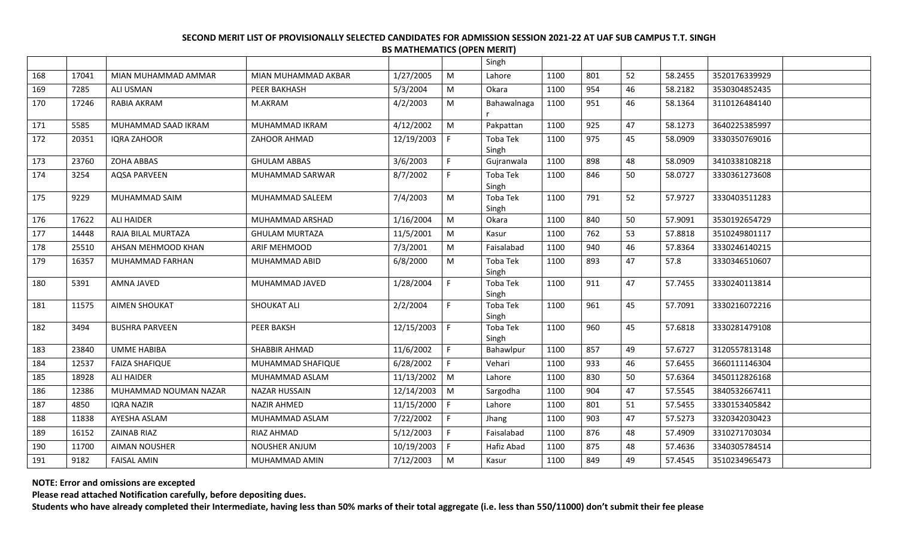**SECOND MERIT LIST OF PROVISIONALLY SELECTED CANDIDATES FOR ADMISSION SESSION 2021-22 AT UAF SUB CAMPUS T.T. SINGH**

**BS MATHEMATICS (OPEN MERIT)**

| | | | | | | | | | | | | |
|---|---|---|---|---|---|---|---|---|---|---|---|---|
| | | | | | | Singh | | | | | | |
| 168 | 17041 | MIAN MUHAMMAD AMMAR | MIAN MUHAMMAD AKBAR | 1/27/2005 | M | Lahore | 1100 | 801 | 52 | 58.2455 | 3520176339929 | |
| 169 | 7285 | ALI USMAN | PEER BAKHASH | 5/3/2004 | M | Okara | 1100 | 954 | 46 | 58.2182 | 3530304852435 | |
| 170 | 17246 | RABIA AKRAM | M.AKRAM | 4/2/2003 | M | Bahawalnagar | 1100 | 951 | 46 | 58.1364 | 3110126484140 | |
| 171 | 5585 | MUHAMMAD SAAD IKRAM | MUHAMMAD IKRAM | 4/12/2002 | M | Pakpattan | 1100 | 925 | 47 | 58.1273 | 3640225385997 | |
| 172 | 20351 | IQRA ZAHOOR | ZAHOOR AHMAD | 12/19/2003 | F | Toba Tek Singh | 1100 | 975 | 45 | 58.0909 | 3330350769016 | |
| 173 | 23760 | ZOHA ABBAS | GHULAM ABBAS | 3/6/2003 | F | Gujranwala | 1100 | 898 | 48 | 58.0909 | 3410338108218 | |
| 174 | 3254 | AQSA PARVEEN | MUHAMMAD SARWAR | 8/7/2002 | F | Toba Tek Singh | 1100 | 846 | 50 | 58.0727 | 3330361273608 | |
| 175 | 9229 | MUHAMMAD SAIM | MUHAMMAD SALEEM | 7/4/2003 | M | Toba Tek Singh | 1100 | 791 | 52 | 57.9727 | 3330403511283 | |
| 176 | 17622 | ALI HAIDER | MUHAMMAD ARSHAD | 1/16/2004 | M | Okara | 1100 | 840 | 50 | 57.9091 | 3530192654729 | |
| 177 | 14448 | RAJA BILAL MURTAZA | GHULAM MURTAZA | 11/5/2001 | M | Kasur | 1100 | 762 | 53 | 57.8818 | 3510249801117 | |
| 178 | 25510 | AHSAN MEHMOOD KHAN | ARIF MEHMOOD | 7/3/2001 | M | Faisalabad | 1100 | 940 | 46 | 57.8364 | 3330246140215 | |
| 179 | 16357 | MUHAMMAD FARHAN | MUHAMMAD ABID | 6/8/2000 | M | Toba Tek Singh | 1100 | 893 | 47 | 57.8 | 3330346510607 | |
| 180 | 5391 | AMNA JAVED | MUHAMMAD JAVED | 1/28/2004 | F | Toba Tek Singh | 1100 | 911 | 47 | 57.7455 | 3330240113814 | |
| 181 | 11575 | AIMEN SHOUKAT | SHOUKAT ALI | 2/2/2004 | F | Toba Tek Singh | 1100 | 961 | 45 | 57.7091 | 3330216072216 | |
| 182 | 3494 | BUSHRA PARVEEN | PEER BAKSH | 12/15/2003 | F | Toba Tek Singh | 1100 | 960 | 45 | 57.6818 | 3330281479108 | |
| 183 | 23840 | UMME HABIBA | SHABBIR AHMAD | 11/6/2002 | F | Bahawlpur | 1100 | 857 | 49 | 57.6727 | 3120557813148 | |
| 184 | 12537 | FAIZA SHAFIQUE | MUHAMMAD SHAFIQUE | 6/28/2002 | F | Vehari | 1100 | 933 | 46 | 57.6455 | 3660111146304 | |
| 185 | 18928 | ALI HAIDER | MUHAMMAD ASLAM | 11/13/2002 | M | Lahore | 1100 | 830 | 50 | 57.6364 | 3450112826168 | |
| 186 | 12386 | MUHAMMAD NOUMAN NAZAR | NAZAR HUSSAIN | 12/14/2003 | M | Sargodha | 1100 | 904 | 47 | 57.5545 | 3840532667411 | |
| 187 | 4850 | IQRA NAZIR | NAZIR AHMED | 11/15/2000 | F | Lahore | 1100 | 801 | 51 | 57.5455 | 3330153405842 | |
| 188 | 11838 | AYESHA ASLAM | MUHAMMAD ASLAM | 7/22/2002 | F | Jhang | 1100 | 903 | 47 | 57.5273 | 3320342030423 | |
| 189 | 16152 | ZAINAB RIAZ | RIAZ AHMAD | 5/12/2003 | F | Faisalabad | 1100 | 876 | 48 | 57.4909 | 3310271703034 | |
| 190 | 11700 | AIMAN NOUSHER | NOUSHER ANJUM | 10/19/2003 | F | Hafiz Abad | 1100 | 875 | 48 | 57.4636 | 3340305784514 | |
| 191 | 9182 | FAISAL AMIN | MUHAMMAD AMIN | 7/12/2003 | M | Kasur | 1100 | 849 | 49 | 57.4545 | 3510234965473 | |

**NOTE: Error and omissions are excepted**

**Please read attached Notification carefully, before depositing dues.**

**Students who have already completed their Intermediate, having less than 50% marks of their total aggregate (i.e. less than 550/11000) don't submit their fee please**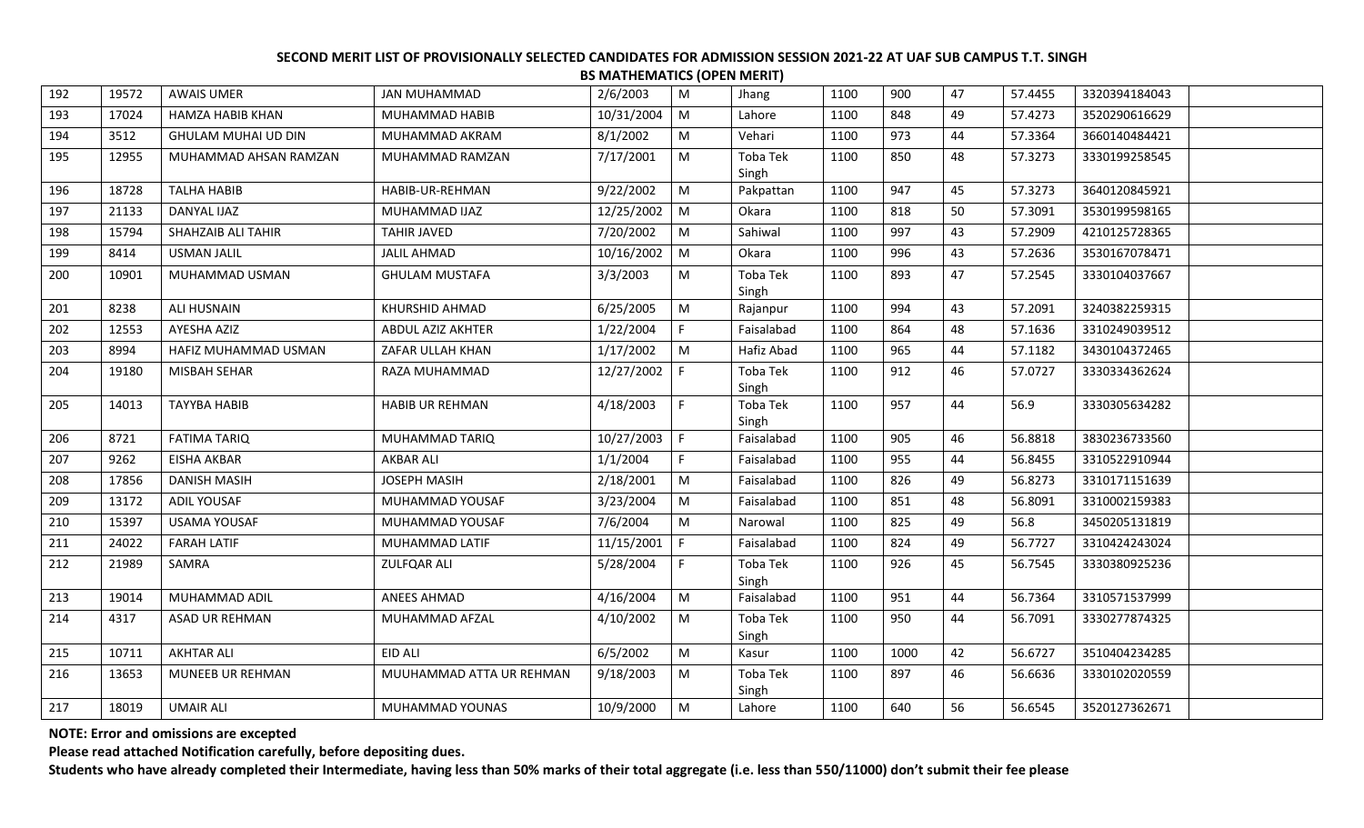**SECOND MERIT LIST OF PROVISIONALLY SELECTED CANDIDATES FOR ADMISSION SESSION 2021-22 AT UAF SUB CAMPUS T.T. SINGH**

**BS MATHEMATICS (OPEN MERIT)**

| | | | | | | | | | | | | |
|---|---|---|---|---|---|---|---|---|---|---|---|---|
| 192 | 19572 | AWAIS UMER | JAN MUHAMMAD | 2/6/2003 | M | Jhang | 1100 | 900 | 47 | 57.4455 | 3320394184043 | |
| 193 | 17024 | HAMZA HABIB KHAN | MUHAMMAD HABIB | 10/31/2004 | M | Lahore | 1100 | 848 | 49 | 57.4273 | 3520290616629 | |
| 194 | 3512 | GHULAM MUHAI UD DIN | MUHAMMAD AKRAM | 8/1/2002 | M | Vehari | 1100 | 973 | 44 | 57.3364 | 3660140484421 | |
| 195 | 12955 | MUHAMMAD AHSAN RAMZAN | MUHAMMAD RAMZAN | 7/17/2001 | M | Toba Tek Singh | 1100 | 850 | 48 | 57.3273 | 3330199258545 | |
| 196 | 18728 | TALHA HABIB | HABIB-UR-REHMAN | 9/22/2002 | M | Pakpattan | 1100 | 947 | 45 | 57.3273 | 3640120845921 | |
| 197 | 21133 | DANYAL IJAZ | MUHAMMAD IJAZ | 12/25/2002 | M | Okara | 1100 | 818 | 50 | 57.3091 | 3530199598165 | |
| 198 | 15794 | SHAHZAIB ALI TAHIR | TAHIR JAVED | 7/20/2002 | M | Sahiwal | 1100 | 997 | 43 | 57.2909 | 4210125728365 | |
| 199 | 8414 | USMAN JALIL | JALIL AHMAD | 10/16/2002 | M | Okara | 1100 | 996 | 43 | 57.2636 | 3530167078471 | |
| 200 | 10901 | MUHAMMAD USMAN | GHULAM MUSTAFA | 3/3/2003 | M | Toba Tek Singh | 1100 | 893 | 47 | 57.2545 | 3330104037667 | |
| 201 | 8238 | ALI HUSNAIN | KHURSHID AHMAD | 6/25/2005 | M | Rajanpur | 1100 | 994 | 43 | 57.2091 | 3240382259315 | |
| 202 | 12553 | AYESHA AZIZ | ABDUL AZIZ AKHTER | 1/22/2004 | F | Faisalabad | 1100 | 864 | 48 | 57.1636 | 3310249039512 | |
| 203 | 8994 | HAFIZ MUHAMMAD USMAN | ZAFAR ULLAH KHAN | 1/17/2002 | M | Hafiz Abad | 1100 | 965 | 44 | 57.1182 | 3430104372465 | |
| 204 | 19180 | MISBAH SEHAR | RAZA MUHAMMAD | 12/27/2002 | F | Toba Tek Singh | 1100 | 912 | 46 | 57.0727 | 3330334362624 | |
| 205 | 14013 | TAYYBA HABIB | HABIB UR REHMAN | 4/18/2003 | F | Toba Tek Singh | 1100 | 957 | 44 | 56.9 | 3330305634282 | |
| 206 | 8721 | FATIMA TARIQ | MUHAMMAD TARIQ | 10/27/2003 | F | Faisalabad | 1100 | 905 | 46 | 56.8818 | 3830236733560 | |
| 207 | 9262 | EISHA AKBAR | AKBAR ALI | 1/1/2004 | F | Faisalabad | 1100 | 955 | 44 | 56.8455 | 3310522910944 | |
| 208 | 17856 | DANISH MASIH | JOSEPH MASIH | 2/18/2001 | M | Faisalabad | 1100 | 826 | 49 | 56.8273 | 3310171151639 | |
| 209 | 13172 | ADIL YOUSAF | MUHAMMAD YOUSAF | 3/23/2004 | M | Faisalabad | 1100 | 851 | 48 | 56.8091 | 3310002159383 | |
| 210 | 15397 | USAMA YOUSAF | MUHAMMAD YOUSAF | 7/6/2004 | M | Narowal | 1100 | 825 | 49 | 56.8 | 3450205131819 | |
| 211 | 24022 | FARAH LATIF | MUHAMMAD LATIF | 11/15/2001 | F | Faisalabad | 1100 | 824 | 49 | 56.7727 | 3310424243024 | |
| 212 | 21989 | SAMRA | ZULFQAR ALI | 5/28/2004 | F | Toba Tek Singh | 1100 | 926 | 45 | 56.7545 | 3330380925236 | |
| 213 | 19014 | MUHAMMAD ADIL | ANEES AHMAD | 4/16/2004 | M | Faisalabad | 1100 | 951 | 44 | 56.7364 | 3310571537999 | |
| 214 | 4317 | ASAD UR REHMAN | MUHAMMAD AFZAL | 4/10/2002 | M | Toba Tek Singh | 1100 | 950 | 44 | 56.7091 | 3330277874325 | |
| 215 | 10711 | AKHTAR ALI | EID ALI | 6/5/2002 | M | Kasur | 1100 | 1000 | 42 | 56.6727 | 3510404234285 | |
| 216 | 13653 | MUNEEB UR REHMAN | MUUHAMMAD ATTA UR REHMAN | 9/18/2003 | M | Toba Tek Singh | 1100 | 897 | 46 | 56.6636 | 3330102020559 | |
| 217 | 18019 | UMAIR ALI | MUHAMMAD YOUNAS | 10/9/2000 | M | Lahore | 1100 | 640 | 56 | 56.6545 | 3520127362671 | |

**NOTE: Error and omissions are excepted**

**Please read attached Notification carefully, before depositing dues.**

**Students who have already completed their Intermediate, having less than 50% marks of their total aggregate (i.e. less than 550/11000) don't submit their fee please**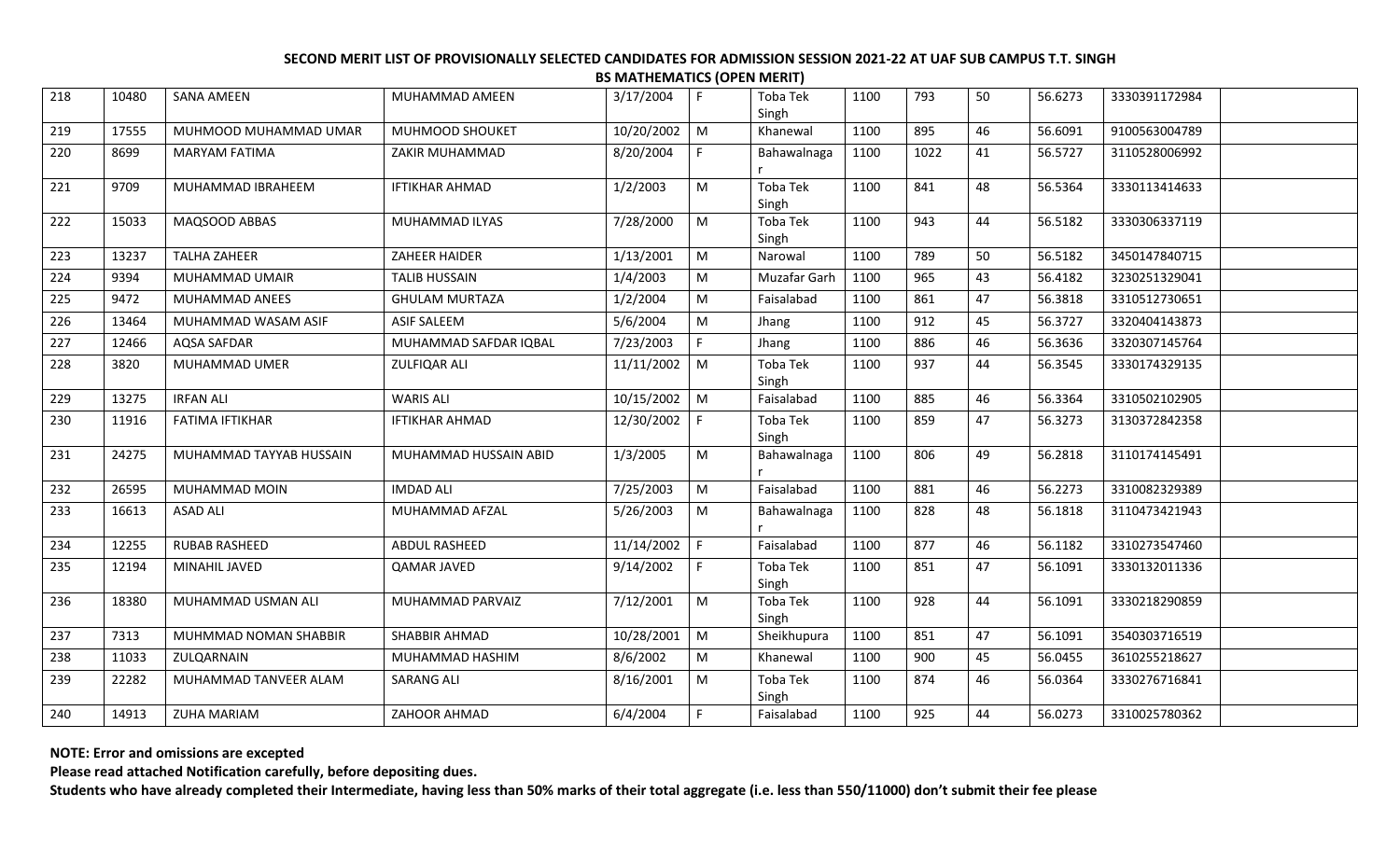**SECOND MERIT LIST OF PROVISIONALLY SELECTED CANDIDATES FOR ADMISSION SESSION 2021-22 AT UAF SUB CAMPUS T.T. SINGH**

**BS MATHEMATICS (OPEN MERIT)**

| | | | | | | | | | | | | |
|---|---|---|---|---|---|---|---|---|---|---|---|---|
| 218 | 10480 | SANA AMEEN | MUHAMMAD AMEEN | 3/17/2004 | F | Toba Tek Singh | 1100 | 793 | 50 | 56.6273 | 3330391172984 | |
| 219 | 17555 | MUHMOOD MUHAMMAD UMAR | MUHMOOD SHOUKET | 10/20/2002 | M | Khanewal | 1100 | 895 | 46 | 56.6091 | 9100563004789 | |
| 220 | 8699 | MARYAM FATIMA | ZAKIR MUHAMMAD | 8/20/2004 | F | Bahawalnagar | 1100 | 1022 | 41 | 56.5727 | 3110528006992 | |
| 221 | 9709 | MUHAMMAD IBRAHEEM | IFTIKHAR AHMAD | 1/2/2003 | M | Toba Tek Singh | 1100 | 841 | 48 | 56.5364 | 3330113414633 | |
| 222 | 15033 | MAQSOOD ABBAS | MUHAMMAD ILYAS | 7/28/2000 | M | Toba Tek Singh | 1100 | 943 | 44 | 56.5182 | 3330306337119 | |
| 223 | 13237 | TALHA ZAHEER | ZAHEER HAIDER | 1/13/2001 | M | Narowal | 1100 | 789 | 50 | 56.5182 | 3450147840715 | |
| 224 | 9394 | MUHAMMAD UMAIR | TALIB HUSSAIN | 1/4/2003 | M | Muzafar Garh | 1100 | 965 | 43 | 56.4182 | 3230251329041 | |
| 225 | 9472 | MUHAMMAD ANEES | GHULAM MURTAZA | 1/2/2004 | M | Faisalabad | 1100 | 861 | 47 | 56.3818 | 3310512730651 | |
| 226 | 13464 | MUHAMMAD WASAM ASIF | ASIF SALEEM | 5/6/2004 | M | Jhang | 1100 | 912 | 45 | 56.3727 | 3320404143873 | |
| 227 | 12466 | AQSA SAFDAR | MUHAMMAD SAFDAR IQBAL | 7/23/2003 | F | Jhang | 1100 | 886 | 46 | 56.3636 | 3320307145764 | |
| 228 | 3820 | MUHAMMAD UMER | ZULFIQAR ALI | 11/11/2002 | M | Toba Tek Singh | 1100 | 937 | 44 | 56.3545 | 3330174329135 | |
| 229 | 13275 | IRFAN ALI | WARIS ALI | 10/15/2002 | M | Faisalabad | 1100 | 885 | 46 | 56.3364 | 3310502102905 | |
| 230 | 11916 | FATIMA IFTIKHAR | IFTIKHAR AHMAD | 12/30/2002 | F | Toba Tek Singh | 1100 | 859 | 47 | 56.3273 | 3130372842358 | |
| 231 | 24275 | MUHAMMAD TAYYAB HUSSAIN | MUHAMMAD HUSSAIN ABID | 1/3/2005 | M | Bahawalnagar | 1100 | 806 | 49 | 56.2818 | 3110174145491 | |
| 232 | 26595 | MUHAMMAD MOIN | IMDAD ALI | 7/25/2003 | M | Faisalabad | 1100 | 881 | 46 | 56.2273 | 3310082329389 | |
| 233 | 16613 | ASAD ALI | MUHAMMAD AFZAL | 5/26/2003 | M | Bahawalnagar | 1100 | 828 | 48 | 56.1818 | 3110473421943 | |
| 234 | 12255 | RUBAB RASHEED | ABDUL RASHEED | 11/14/2002 | F | Faisalabad | 1100 | 877 | 46 | 56.1182 | 3310273547460 | |
| 235 | 12194 | MINAHIL JAVED | QAMAR JAVED | 9/14/2002 | F | Toba Tek Singh | 1100 | 851 | 47 | 56.1091 | 3330132011336 | |
| 236 | 18380 | MUHAMMAD USMAN ALI | MUHAMMAD PARVAIZ | 7/12/2001 | M | Toba Tek Singh | 1100 | 928 | 44 | 56.1091 | 3330218290859 | |
| 237 | 7313 | MUHMMAD NOMAN SHABBIR | SHABBIR AHMAD | 10/28/2001 | M | Sheikhupura | 1100 | 851 | 47 | 56.1091 | 3540303716519 | |
| 238 | 11033 | ZULQARNAIN | MUHAMMAD HASHIM | 8/6/2002 | M | Khanewal | 1100 | 900 | 45 | 56.0455 | 3610255218627 | |
| 239 | 22282 | MUHAMMAD TANVEER ALAM | SARANG ALI | 8/16/2001 | M | Toba Tek Singh | 1100 | 874 | 46 | 56.0364 | 3330276716841 | |
| 240 | 14913 | ZUHA MARIAM | ZAHOOR AHMAD | 6/4/2004 | F | Faisalabad | 1100 | 925 | 44 | 56.0273 | 3310025780362 | |

**NOTE: Error and omissions are excepted**

**Please read attached Notification carefully, before depositing dues.**

**Students who have already completed their Intermediate, having less than 50% marks of their total aggregate (i.e. less than 550/11000) don't submit their fee please**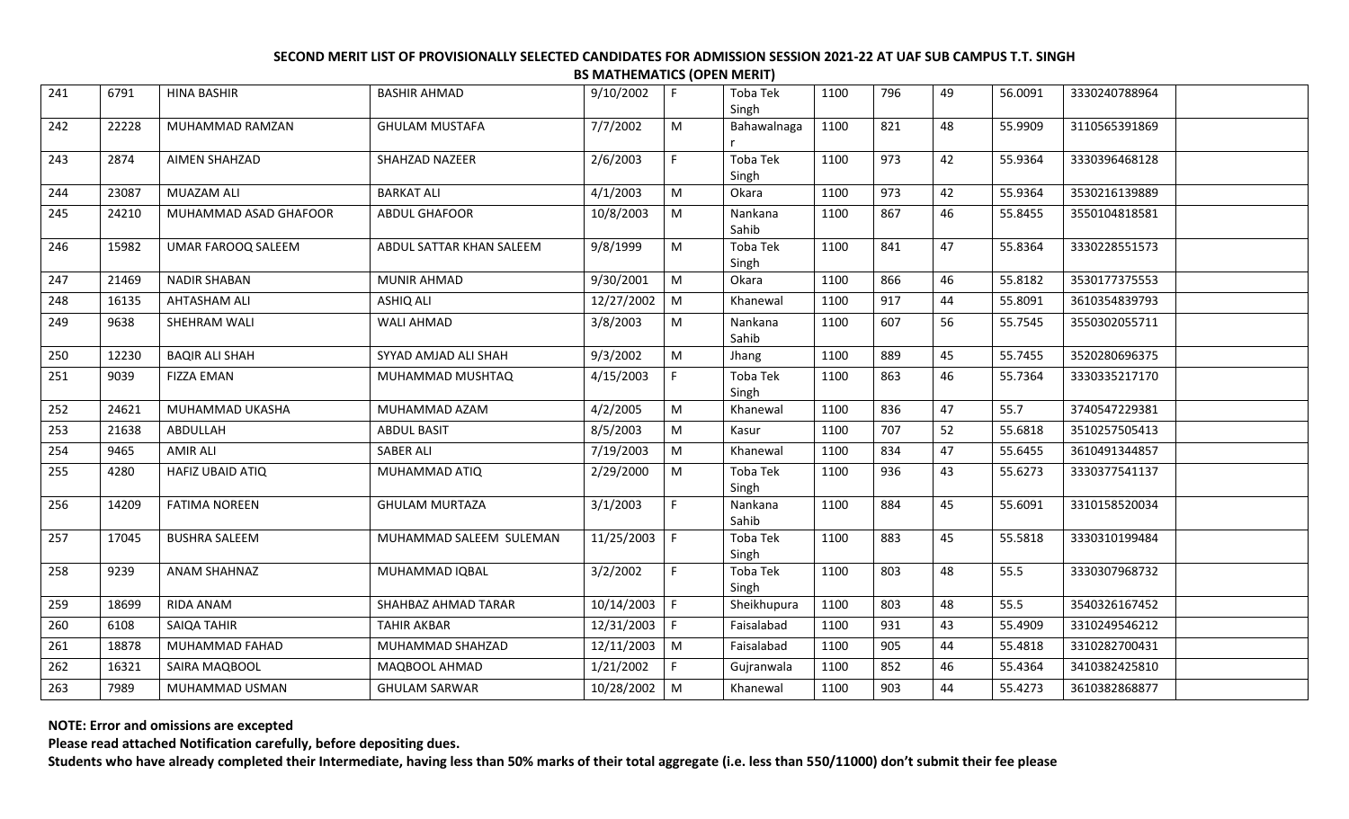## SECOND MERIT LIST OF PROVISIONALLY SELECTED CANDIDATES FOR ADMISSION SESSION 2021-22 AT UAF SUB CAMPUS T.T. SINGH

### BS MATHEMATICS (OPEN MERIT)

| | | | | | | | | | | | | |
|---|---|---|---|---|---|---|---|---|---|---|---|---|
| 241 | 6791 | HINA BASHIR | BASHIR AHMAD | 9/10/2002 | F | Toba Tek Singh | 1100 | 796 | 49 | 56.0091 | 3330240788964 | |
| 242 | 22228 | MUHAMMAD RAMZAN | GHULAM MUSTAFA | 7/7/2002 | M | Bahawalnagar | 1100 | 821 | 48 | 55.9909 | 3110565391869 | |
| 243 | 2874 | AIMEN SHAHZAD | SHAHZAD NAZEER | 2/6/2003 | F | Toba Tek Singh | 1100 | 973 | 42 | 55.9364 | 3330396468128 | |
| 244 | 23087 | MUAZAM ALI | BARKAT ALI | 4/1/2003 | M | Okara | 1100 | 973 | 42 | 55.9364 | 3530216139889 | |
| 245 | 24210 | MUHAMMAD ASAD GHAFOOR | ABDUL GHAFOOR | 10/8/2003 | M | Nankana Sahib | 1100 | 867 | 46 | 55.8455 | 3550104818581 | |
| 246 | 15982 | UMAR FAROOQ SALEEM | ABDUL SATTAR KHAN SALEEM | 9/8/1999 | M | Toba Tek Singh | 1100 | 841 | 47 | 55.8364 | 3330228551573 | |
| 247 | 21469 | NADIR SHABAN | MUNIR AHMAD | 9/30/2001 | M | Okara | 1100 | 866 | 46 | 55.8182 | 3530177375553 | |
| 248 | 16135 | AHTASHAM ALI | ASHIQ ALI | 12/27/2002 | M | Khanewal | 1100 | 917 | 44 | 55.8091 | 3610354839793 | |
| 249 | 9638 | SHEHRAM WALI | WALI AHMAD | 3/8/2003 | M | Nankana Sahib | 1100 | 607 | 56 | 55.7545 | 3550302055711 | |
| 250 | 12230 | BAQIR ALI SHAH | SYYAD AMJAD ALI SHAH | 9/3/2002 | M | Jhang | 1100 | 889 | 45 | 55.7455 | 3520280696375 | |
| 251 | 9039 | FIZZA EMAN | MUHAMMAD MUSHTAQ | 4/15/2003 | F | Toba Tek Singh | 1100 | 863 | 46 | 55.7364 | 3330335217170 | |
| 252 | 24621 | MUHAMMAD UKASHA | MUHAMMAD AZAM | 4/2/2005 | M | Khanewal | 1100 | 836 | 47 | 55.7 | 3740547229381 | |
| 253 | 21638 | ABDULLAH | ABDUL BASIT | 8/5/2003 | M | Kasur | 1100 | 707 | 52 | 55.6818 | 3510257505413 | |
| 254 | 9465 | AMIR ALI | SABER ALI | 7/19/2003 | M | Khanewal | 1100 | 834 | 47 | 55.6455 | 3610491344857 | |
| 255 | 4280 | HAFIZ UBAID ATIQ | MUHAMMAD ATIQ | 2/29/2000 | M | Toba Tek Singh | 1100 | 936 | 43 | 55.6273 | 3330377541137 | |
| 256 | 14209 | FATIMA NOREEN | GHULAM MURTAZA | 3/1/2003 | F | Nankana Sahib | 1100 | 884 | 45 | 55.6091 | 3310158520034 | |
| 257 | 17045 | BUSHRA SALEEM | MUHAMMAD SALEEM SULEMAN | 11/25/2003 | F | Toba Tek Singh | 1100 | 883 | 45 | 55.5818 | 3330310199484 | |
| 258 | 9239 | ANAM SHAHNAZ | MUHAMMAD IQBAL | 3/2/2002 | F | Toba Tek Singh | 1100 | 803 | 48 | 55.5 | 3330307968732 | |
| 259 | 18699 | RIDA ANAM | SHAHBAZ AHMAD TARAR | 10/14/2003 | F | Sheikhupura | 1100 | 803 | 48 | 55.5 | 3540326167452 | |
| 260 | 6108 | SAIQA TAHIR | TAHIR AKBAR | 12/31/2003 | F | Faisalabad | 1100 | 931 | 43 | 55.4909 | 3310249546212 | |
| 261 | 18878 | MUHAMMAD FAHAD | MUHAMMAD SHAHZAD | 12/11/2003 | M | Faisalabad | 1100 | 905 | 44 | 55.4818 | 3310282700431 | |
| 262 | 16321 | SAIRA MAQBOOL | MAQBOOL AHMAD | 1/21/2002 | F | Gujranwala | 1100 | 852 | 46 | 55.4364 | 3410382425810 | |
| 263 | 7989 | MUHAMMAD USMAN | GHULAM SARWAR | 10/28/2002 | M | Khanewal | 1100 | 903 | 44 | 55.4273 | 3610382868877 | |

**NOTE: Error and omissions are excepted**

**Please read attached Notification carefully, before depositing dues.**

**Students who have already completed their Intermediate, having less than 50% marks of their total aggregate (i.e. less than 550/11000) don't submit their fee please**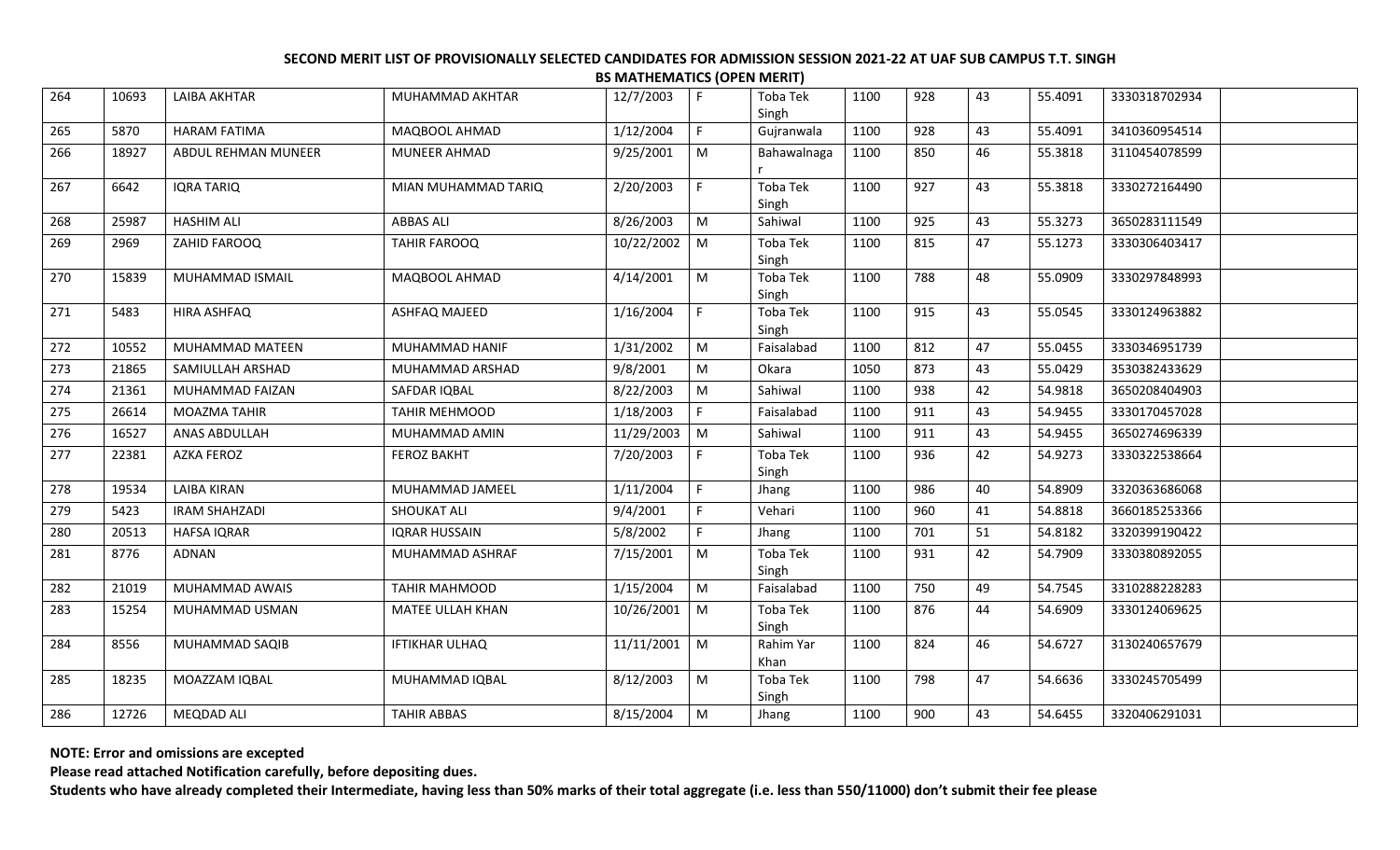**SECOND MERIT LIST OF PROVISIONALLY SELECTED CANDIDATES FOR ADMISSION SESSION 2021-22 AT UAF SUB CAMPUS T.T. SINGH**

**BS MATHEMATICS (OPEN MERIT)**

| | | | | | | | | | | | | |
|---|---|---|---|---|---|---|---|---|---|---|---|---|
| 264 | 10693 | LAIBA AKHTAR | MUHAMMAD AKHTAR | 12/7/2003 | F | Toba Tek Singh | 1100 | 928 | 43 | 55.4091 | 3330318702934 | |
| 265 | 5870 | HARAM FATIMA | MAQBOOL AHMAD | 1/12/2004 | F | Gujranwala | 1100 | 928 | 43 | 55.4091 | 3410360954514 | |
| 266 | 18927 | ABDUL REHMAN MUNEER | MUNEER AHMAD | 9/25/2001 | M | Bahawalnagar | 1100 | 850 | 46 | 55.3818 | 3110454078599 | |
| 267 | 6642 | IQRA TARIQ | MIAN MUHAMMAD TARIQ | 2/20/2003 | F | Toba Tek Singh | 1100 | 927 | 43 | 55.3818 | 3330272164490 | |
| 268 | 25987 | HASHIM ALI | ABBAS ALI | 8/26/2003 | M | Sahiwal | 1100 | 925 | 43 | 55.3273 | 3650283111549 | |
| 269 | 2969 | ZAHID FAROOQ | TAHIR FAROOQ | 10/22/2002 | M | Toba Tek Singh | 1100 | 815 | 47 | 55.1273 | 3330306403417 | |
| 270 | 15839 | MUHAMMAD ISMAIL | MAQBOOL AHMAD | 4/14/2001 | M | Toba Tek Singh | 1100 | 788 | 48 | 55.0909 | 3330297848993 | |
| 271 | 5483 | HIRA ASHFAQ | ASHFAQ MAJEED | 1/16/2004 | F | Toba Tek Singh | 1100 | 915 | 43 | 55.0545 | 3330124963882 | |
| 272 | 10552 | MUHAMMAD MATEEN | MUHAMMAD HANIF | 1/31/2002 | M | Faisalabad | 1100 | 812 | 47 | 55.0455 | 3330346951739 | |
| 273 | 21865 | SAMIULLAH ARSHAD | MUHAMMAD ARSHAD | 9/8/2001 | M | Okara | 1050 | 873 | 43 | 55.0429 | 3530382433629 | |
| 274 | 21361 | MUHAMMAD FAIZAN | SAFDAR IQBAL | 8/22/2003 | M | Sahiwal | 1100 | 938 | 42 | 54.9818 | 3650208404903 | |
| 275 | 26614 | MOAZMA TAHIR | TAHIR MEHMOOD | 1/18/2003 | F | Faisalabad | 1100 | 911 | 43 | 54.9455 | 3330170457028 | |
| 276 | 16527 | ANAS ABDULLAH | MUHAMMAD AMIN | 11/29/2003 | M | Sahiwal | 1100 | 911 | 43 | 54.9455 | 3650274696339 | |
| 277 | 22381 | AZKA FEROZ | FEROZ BAKHT | 7/20/2003 | F | Toba Tek Singh | 1100 | 936 | 42 | 54.9273 | 3330322538664 | |
| 278 | 19534 | LAIBA KIRAN | MUHAMMAD JAMEEL | 1/11/2004 | F | Jhang | 1100 | 986 | 40 | 54.8909 | 3320363686068 | |
| 279 | 5423 | IRAM SHAHZADI | SHOUKAT ALI | 9/4/2001 | F | Vehari | 1100 | 960 | 41 | 54.8818 | 3660185253366 | |
| 280 | 20513 | HAFSA IQRAR | IQRAR HUSSAIN | 5/8/2002 | F | Jhang | 1100 | 701 | 51 | 54.8182 | 3320399190422 | |
| 281 | 8776 | ADNAN | MUHAMMAD ASHRAF | 7/15/2001 | M | Toba Tek Singh | 1100 | 931 | 42 | 54.7909 | 3330380892055 | |
| 282 | 21019 | MUHAMMAD AWAIS | TAHIR MAHMOOD | 1/15/2004 | M | Faisalabad | 1100 | 750 | 49 | 54.7545 | 3310288228283 | |
| 283 | 15254 | MUHAMMAD USMAN | MATEE ULLAH KHAN | 10/26/2001 | M | Toba Tek Singh | 1100 | 876 | 44 | 54.6909 | 3330124069625 | |
| 284 | 8556 | MUHAMMAD SAQIB | IFTIKHAR ULHAQ | 11/11/2001 | M | Rahim Yar Khan | 1100 | 824 | 46 | 54.6727 | 3130240657679 | |
| 285 | 18235 | MOAZZAM IQBAL | MUHAMMAD IQBAL | 8/12/2003 | M | Toba Tek Singh | 1100 | 798 | 47 | 54.6636 | 3330245705499 | |
| 286 | 12726 | MEQDAD ALI | TAHIR ABBAS | 8/15/2004 | M | Jhang | 1100 | 900 | 43 | 54.6455 | 3320406291031 | |

**NOTE: Error and omissions are excepted**

**Please read attached Notification carefully, before depositing dues.**

**Students who have already completed their Intermediate, having less than 50% marks of their total aggregate (i.e. less than 550/11000) don't submit their fee please**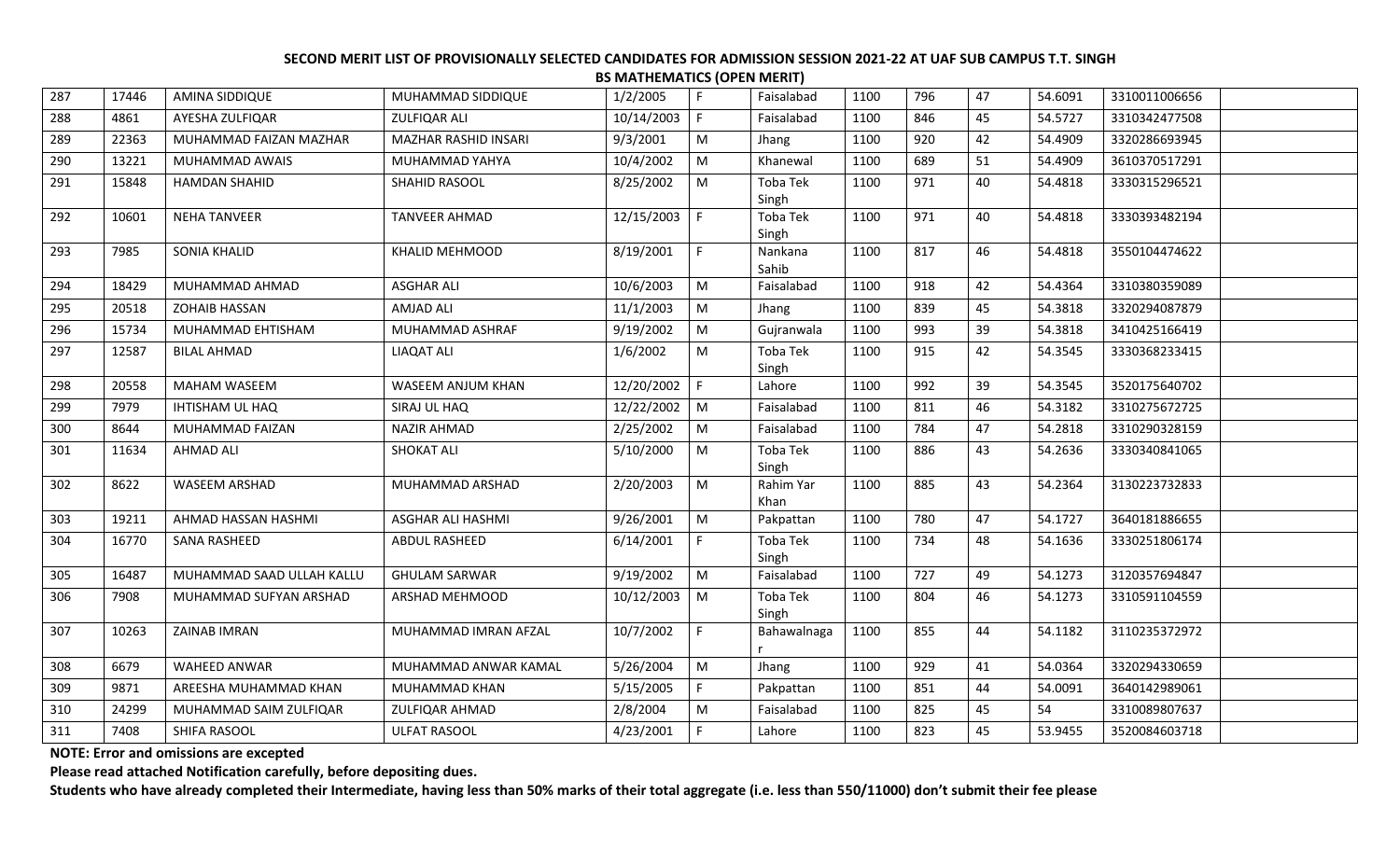# SECOND MERIT LIST OF PROVISIONALLY SELECTED CANDIDATES FOR ADMISSION SESSION 2021-22 AT UAF SUB CAMPUS T.T. SINGH

## BS MATHEMATICS (OPEN MERIT)

| | | | | | | | | | | | | |
|---|---|---|---|---|---|---|---|---|---|---|---|---|
| 287 | 17446 | AMINA SIDDIQUE | MUHAMMAD SIDDIQUE | 1/2/2005 | F | Faisalabad | 1100 | 796 | 47 | 54.6091 | 3310011006656 | |
| 288 | 4861 | AYESHA ZULFIQAR | ZULFIQAR ALI | 10/14/2003 | F | Faisalabad | 1100 | 846 | 45 | 54.5727 | 3310342477508 | |
| 289 | 22363 | MUHAMMAD FAIZAN MAZHAR | MAZHAR RASHID INSARI | 9/3/2001 | M | Jhang | 1100 | 920 | 42 | 54.4909 | 3320286693945 | |
| 290 | 13221 | MUHAMMAD AWAIS | MUHAMMAD YAHYA | 10/4/2002 | M | Khanewal | 1100 | 689 | 51 | 54.4909 | 3610370517291 | |
| 291 | 15848 | HAMDAN SHAHID | SHAHID RASOOL | 8/25/2002 | M | Toba Tek Singh | 1100 | 971 | 40 | 54.4818 | 3330315296521 | |
| 292 | 10601 | NEHA TANVEER | TANVEER AHMAD | 12/15/2003 | F | Toba Tek Singh | 1100 | 971 | 40 | 54.4818 | 3330393482194 | |
| 293 | 7985 | SONIA KHALID | KHALID MEHMOOD | 8/19/2001 | F | Nankana Sahib | 1100 | 817 | 46 | 54.4818 | 3550104474622 | |
| 294 | 18429 | MUHAMMAD AHMAD | ASGHAR ALI | 10/6/2003 | M | Faisalabad | 1100 | 918 | 42 | 54.4364 | 3310380359089 | |
| 295 | 20518 | ZOHAIB HASSAN | AMJAD ALI | 11/1/2003 | M | Jhang | 1100 | 839 | 45 | 54.3818 | 3320294087879 | |
| 296 | 15734 | MUHAMMAD EHTISHAM | MUHAMMAD ASHRAF | 9/19/2002 | M | Gujranwala | 1100 | 993 | 39 | 54.3818 | 3410425166419 | |
| 297 | 12587 | BILAL AHMAD | LIAQAT ALI | 1/6/2002 | M | Toba Tek Singh | 1100 | 915 | 42 | 54.3545 | 3330368233415 | |
| 298 | 20558 | MAHAM WASEEM | WASEEM ANJUM KHAN | 12/20/2002 | F | Lahore | 1100 | 992 | 39 | 54.3545 | 3520175640702 | |
| 299 | 7979 | IHTISHAM UL HAQ | SIRAJ UL HAQ | 12/22/2002 | M | Faisalabad | 1100 | 811 | 46 | 54.3182 | 3310275672725 | |
| 300 | 8644 | MUHAMMAD FAIZAN | NAZIR AHMAD | 2/25/2002 | M | Faisalabad | 1100 | 784 | 47 | 54.2818 | 3310290328159 | |
| 301 | 11634 | AHMAD ALI | SHOKAT ALI | 5/10/2000 | M | Toba Tek Singh | 1100 | 886 | 43 | 54.2636 | 3330340841065 | |
| 302 | 8622 | WASEEM ARSHAD | MUHAMMAD ARSHAD | 2/20/2003 | M | Rahim Yar Khan | 1100 | 885 | 43 | 54.2364 | 3130223732833 | |
| 303 | 19211 | AHMAD HASSAN HASHMI | ASGHAR ALI HASHMI | 9/26/2001 | M | Pakpattan | 1100 | 780 | 47 | 54.1727 | 3640181886655 | |
| 304 | 16770 | SANA RASHEED | ABDUL RASHEED | 6/14/2001 | F | Toba Tek Singh | 1100 | 734 | 48 | 54.1636 | 3330251806174 | |
| 305 | 16487 | MUHAMMAD SAAD ULLAH KALLU | GHULAM SARWAR | 9/19/2002 | M | Faisalabad | 1100 | 727 | 49 | 54.1273 | 3120357694847 | |
| 306 | 7908 | MUHAMMAD SUFYAN ARSHAD | ARSHAD MEHMOOD | 10/12/2003 | M | Toba Tek Singh | 1100 | 804 | 46 | 54.1273 | 3310591104559 | |
| 307 | 10263 | ZAINAB IMRAN | MUHAMMAD IMRAN AFZAL | 10/7/2002 | F | Bahawalnagar | 1100 | 855 | 44 | 54.1182 | 3110235372972 | |
| 308 | 6679 | WAHEED ANWAR | MUHAMMAD ANWAR KAMAL | 5/26/2004 | M | Jhang | 1100 | 929 | 41 | 54.0364 | 3320294330659 | |
| 309 | 9871 | AREESHA MUHAMMAD KHAN | MUHAMMAD KHAN | 5/15/2005 | F | Pakpattan | 1100 | 851 | 44 | 54.0091 | 3640142989061 | |
| 310 | 24299 | MUHAMMAD SAIM ZULFIQAR | ZULFIQAR AHMAD | 2/8/2004 | M | Faisalabad | 1100 | 825 | 45 | 54 | 3310089807637 | |
| 311 | 7408 | SHIFA RASOOL | ULFAT RASOOL | 4/23/2001 | F | Lahore | 1100 | 823 | 45 | 53.9455 | 3520084603718 | |

**NOTE: Error and omissions are excepted**

**Please read attached Notification carefully, before depositing dues.**

**Students who have already completed their Intermediate, having less than 50% marks of their total aggregate (i.e. less than 550/11000) don't submit their fee please**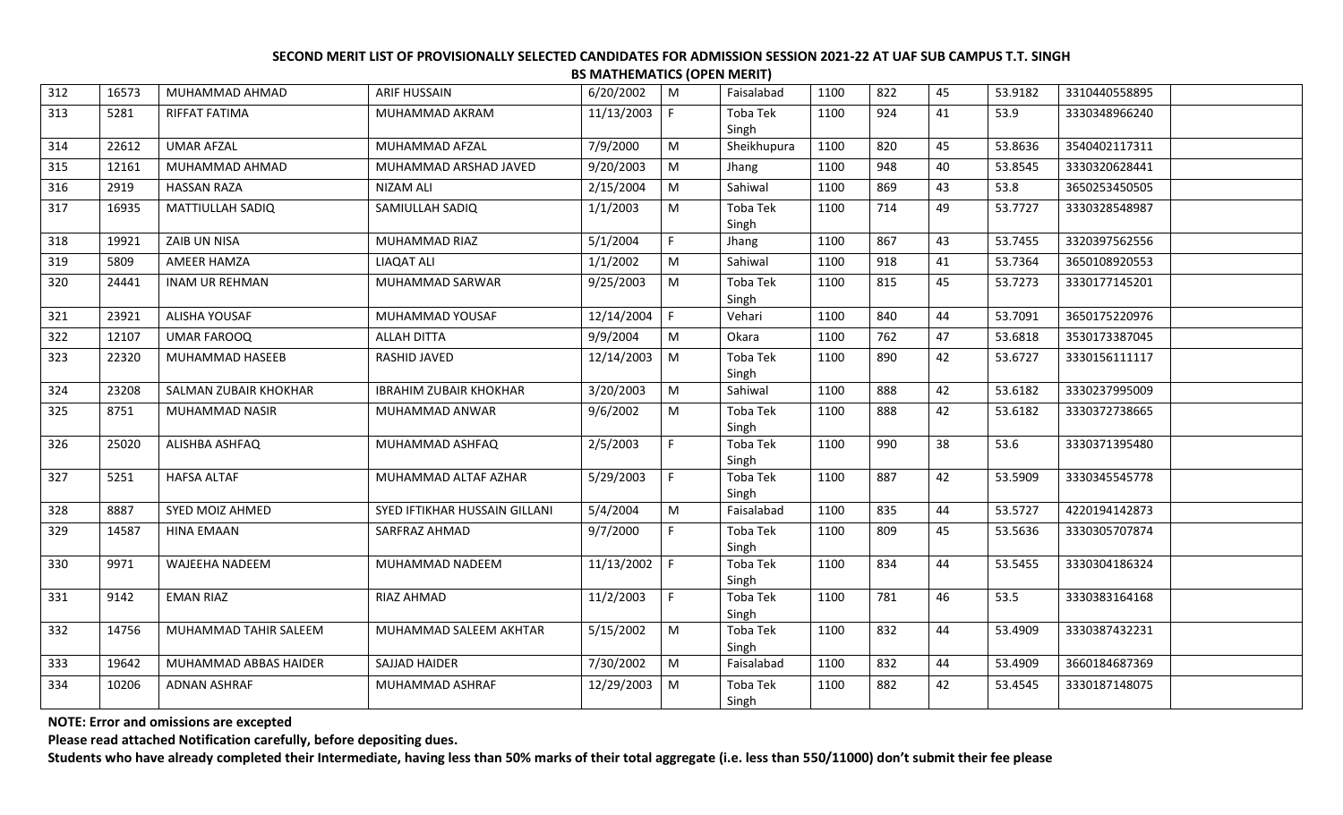**SECOND MERIT LIST OF PROVISIONALLY SELECTED CANDIDATES FOR ADMISSION SESSION 2021-22 AT UAF SUB CAMPUS T.T. SINGH**

**BS MATHEMATICS (OPEN MERIT)**

| | | | | | | | | | | | | |
|---|---|---|---|---|---|---|---|---|---|---|---|---|
| 312 | 16573 | MUHAMMAD AHMAD | ARIF HUSSAIN | 6/20/2002 | M | Faisalabad | 1100 | 822 | 45 | 53.9182 | 3310440558895 | |
| 313 | 5281 | RIFFAT FATIMA | MUHAMMAD AKRAM | 11/13/2003 | F | Toba Tek Singh | 1100 | 924 | 41 | 53.9 | 3330348966240 | |
| 314 | 22612 | UMAR AFZAL | MUHAMMAD AFZAL | 7/9/2000 | M | Sheikhupura | 1100 | 820 | 45 | 53.8636 | 3540402117311 | |
| 315 | 12161 | MUHAMMAD AHMAD | MUHAMMAD ARSHAD JAVED | 9/20/2003 | M | Jhang | 1100 | 948 | 40 | 53.8545 | 3330320628441 | |
| 316 | 2919 | HASSAN RAZA | NIZAM ALI | 2/15/2004 | M | Sahiwal | 1100 | 869 | 43 | 53.8 | 3650253450505 | |
| 317 | 16935 | MATTIULLAH SADIQ | SAMIULLAH SADIQ | 1/1/2003 | M | Toba Tek Singh | 1100 | 714 | 49 | 53.7727 | 3330328548987 | |
| 318 | 19921 | ZAIB UN NISA | MUHAMMAD RIAZ | 5/1/2004 | F | Jhang | 1100 | 867 | 43 | 53.7455 | 3320397562556 | |
| 319 | 5809 | AMEER HAMZA | LIAQAT ALI | 1/1/2002 | M | Sahiwal | 1100 | 918 | 41 | 53.7364 | 3650108920553 | |
| 320 | 24441 | INAM UR REHMAN | MUHAMMAD SARWAR | 9/25/2003 | M | Toba Tek Singh | 1100 | 815 | 45 | 53.7273 | 3330177145201 | |
| 321 | 23921 | ALISHA YOUSAF | MUHAMMAD YOUSAF | 12/14/2004 | F | Vehari | 1100 | 840 | 44 | 53.7091 | 3650175220976 | |
| 322 | 12107 | UMAR FAROOQ | ALLAH DITTA | 9/9/2004 | M | Okara | 1100 | 762 | 47 | 53.6818 | 3530173387045 | |
| 323 | 22320 | MUHAMMAD HASEEB | RASHID JAVED | 12/14/2003 | M | Toba Tek Singh | 1100 | 890 | 42 | 53.6727 | 3330156111117 | |
| 324 | 23208 | SALMAN ZUBAIR KHOKHAR | IBRAHIM ZUBAIR KHOKHAR | 3/20/2003 | M | Sahiwal | 1100 | 888 | 42 | 53.6182 | 3330237995009 | |
| 325 | 8751 | MUHAMMAD NASIR | MUHAMMAD ANWAR | 9/6/2002 | M | Toba Tek Singh | 1100 | 888 | 42 | 53.6182 | 3330372738665 | |
| 326 | 25020 | ALISHBA ASHFAQ | MUHAMMAD ASHFAQ | 2/5/2003 | F | Toba Tek Singh | 1100 | 990 | 38 | 53.6 | 3330371395480 | |
| 327 | 5251 | HAFSA ALTAF | MUHAMMAD ALTAF AZHAR | 5/29/2003 | F | Toba Tek Singh | 1100 | 887 | 42 | 53.5909 | 3330345545778 | |
| 328 | 8887 | SYED MOIZ AHMED | SYED IFTIKHAR HUSSAIN GILLANI | 5/4/2004 | M | Faisalabad | 1100 | 835 | 44 | 53.5727 | 4220194142873 | |
| 329 | 14587 | HINA EMAAN | SARFRAZ AHMAD | 9/7/2000 | F | Toba Tek Singh | 1100 | 809 | 45 | 53.5636 | 3330305707874 | |
| 330 | 9971 | WAJEEHA NADEEM | MUHAMMAD NADEEM | 11/13/2002 | F | Toba Tek Singh | 1100 | 834 | 44 | 53.5455 | 3330304186324 | |
| 331 | 9142 | EMAN RIAZ | RIAZ AHMAD | 11/2/2003 | F | Toba Tek Singh | 1100 | 781 | 46 | 53.5 | 3330383164168 | |
| 332 | 14756 | MUHAMMAD TAHIR SALEEM | MUHAMMAD SALEEM AKHTAR | 5/15/2002 | M | Toba Tek Singh | 1100 | 832 | 44 | 53.4909 | 3330387432231 | |
| 333 | 19642 | MUHAMMAD ABBAS HAIDER | SAJJAD HAIDER | 7/30/2002 | M | Faisalabad | 1100 | 832 | 44 | 53.4909 | 3660184687369 | |
| 334 | 10206 | ADNAN ASHRAF | MUHAMMAD ASHRAF | 12/29/2003 | M | Toba Tek Singh | 1100 | 882 | 42 | 53.4545 | 3330187148075 | |

**NOTE: Error and omissions are excepted**

**Please read attached Notification carefully, before depositing dues.**

**Students who have already completed their Intermediate, having less than 50% marks of their total aggregate (i.e. less than 550/11000) don't submit their fee please**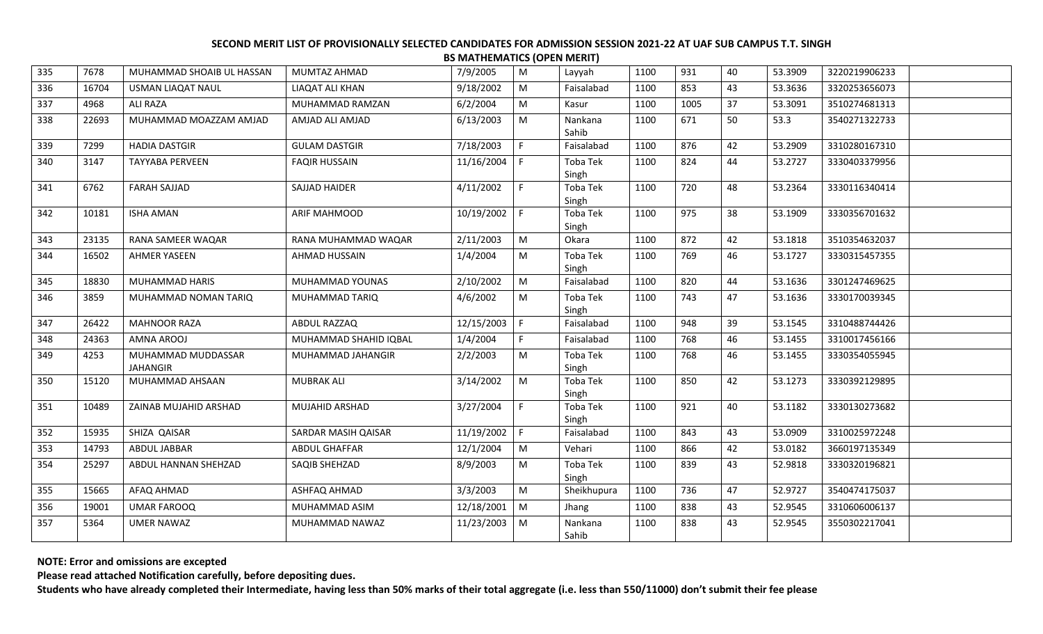**SECOND MERIT LIST OF PROVISIONALLY SELECTED CANDIDATES FOR ADMISSION SESSION 2021-22 AT UAF SUB CAMPUS T.T. SINGH**

**BS MATHEMATICS (OPEN MERIT)**

| | | | | | | | | | | | | |
|---|---|---|---|---|---|---|---|---|---|---|---|---|
| 335 | 7678 | MUHAMMAD SHOAIB UL HASSAN | MUMTAZ AHMAD | 7/9/2005 | M | Layyah | 1100 | 931 | 40 | 53.3909 | 3220219906233 | |
| 336 | 16704 | USMAN LIAQAT NAUL | LIAQAT ALI KHAN | 9/18/2002 | M | Faisalabad | 1100 | 853 | 43 | 53.3636 | 3320253656073 | |
| 337 | 4968 | ALI RAZA | MUHAMMAD RAMZAN | 6/2/2004 | M | Kasur | 1100 | 1005 | 37 | 53.3091 | 3510274681313 | |
| 338 | 22693 | MUHAMMAD MOAZZAM AMJAD | AMJAD ALI AMJAD | 6/13/2003 | M | Nankana Sahib | 1100 | 671 | 50 | 53.3 | 3540271322733 | |
| 339 | 7299 | HADIA DASTGIR | GULAM DASTGIR | 7/18/2003 | F | Faisalabad | 1100 | 876 | 42 | 53.2909 | 3310280167310 | |
| 340 | 3147 | TAYYABA PERVEEN | FAQIR HUSSAIN | 11/16/2004 | F | Toba Tek Singh | 1100 | 824 | 44 | 53.2727 | 3330403379956 | |
| 341 | 6762 | FARAH SAJJAD | SAJJAD HAIDER | 4/11/2002 | F | Toba Tek Singh | 1100 | 720 | 48 | 53.2364 | 3330116340414 | |
| 342 | 10181 | ISHA AMAN | ARIF MAHMOOD | 10/19/2002 | F | Toba Tek Singh | 1100 | 975 | 38 | 53.1909 | 3330356701632 | |
| 343 | 23135 | RANA SAMEER WAQAR | RANA MUHAMMAD WAQAR | 2/11/2003 | M | Okara | 1100 | 872 | 42 | 53.1818 | 3510354632037 | |
| 344 | 16502 | AHMER YASEEN | AHMAD HUSSAIN | 1/4/2004 | M | Toba Tek Singh | 1100 | 769 | 46 | 53.1727 | 3330315457355 | |
| 345 | 18830 | MUHAMMAD HARIS | MUHAMMAD YOUNAS | 2/10/2002 | M | Faisalabad | 1100 | 820 | 44 | 53.1636 | 3301247469625 | |
| 346 | 3859 | MUHAMMAD NOMAN TARIQ | MUHAMMAD TARIQ | 4/6/2002 | M | Toba Tek Singh | 1100 | 743 | 47 | 53.1636 | 3330170039345 | |
| 347 | 26422 | MAHNOOR RAZA | ABDUL RAZZAQ | 12/15/2003 | F | Faisalabad | 1100 | 948 | 39 | 53.1545 | 3310488744426 | |
| 348 | 24363 | AMNA AROOJ | MUHAMMAD SHAHID IQBAL | 1/4/2004 | F | Faisalabad | 1100 | 768 | 46 | 53.1455 | 3310017456166 | |
| 349 | 4253 | MUHAMMAD MUDDASSAR JAHANGIR | MUHAMMAD JAHANGIR | 2/2/2003 | M | Toba Tek Singh | 1100 | 768 | 46 | 53.1455 | 3330354055945 | |
| 350 | 15120 | MUHAMMAD AHSAAN | MUBRAK ALI | 3/14/2002 | M | Toba Tek Singh | 1100 | 850 | 42 | 53.1273 | 3330392129895 | |
| 351 | 10489 | ZAINAB MUJAHID ARSHAD | MUJAHID ARSHAD | 3/27/2004 | F | Toba Tek Singh | 1100 | 921 | 40 | 53.1182 | 3330130273682 | |
| 352 | 15935 | SHIZA QAISAR | SARDAR MASIH QAISAR | 11/19/2002 | F | Faisalabad | 1100 | 843 | 43 | 53.0909 | 3310025972248 | |
| 353 | 14793 | ABDUL JABBAR | ABDUL GHAFFAR | 12/1/2004 | M | Vehari | 1100 | 866 | 42 | 53.0182 | 3660197135349 | |
| 354 | 25297 | ABDUL HANNAN SHEHZAD | SAQIB SHEHZAD | 8/9/2003 | M | Toba Tek Singh | 1100 | 839 | 43 | 52.9818 | 3330320196821 | |
| 355 | 15665 | AFAQ AHMAD | ASHFAQ AHMAD | 3/3/2003 | M | Sheikhupura | 1100 | 736 | 47 | 52.9727 | 3540474175037 | |
| 356 | 19001 | UMAR FAROOQ | MUHAMMAD ASIM | 12/18/2001 | M | Jhang | 1100 | 838 | 43 | 52.9545 | 3310606006137 | |
| 357 | 5364 | UMER NAWAZ | MUHAMMAD NAWAZ | 11/23/2003 | M | Nankana Sahib | 1100 | 838 | 43 | 52.9545 | 3550302217041 | |

**NOTE: Error and omissions are excepted**

**Please read attached Notification carefully, before depositing dues.**

**Students who have already completed their Intermediate, having less than 50% marks of their total aggregate (i.e. less than 550/11000) don't submit their fee please**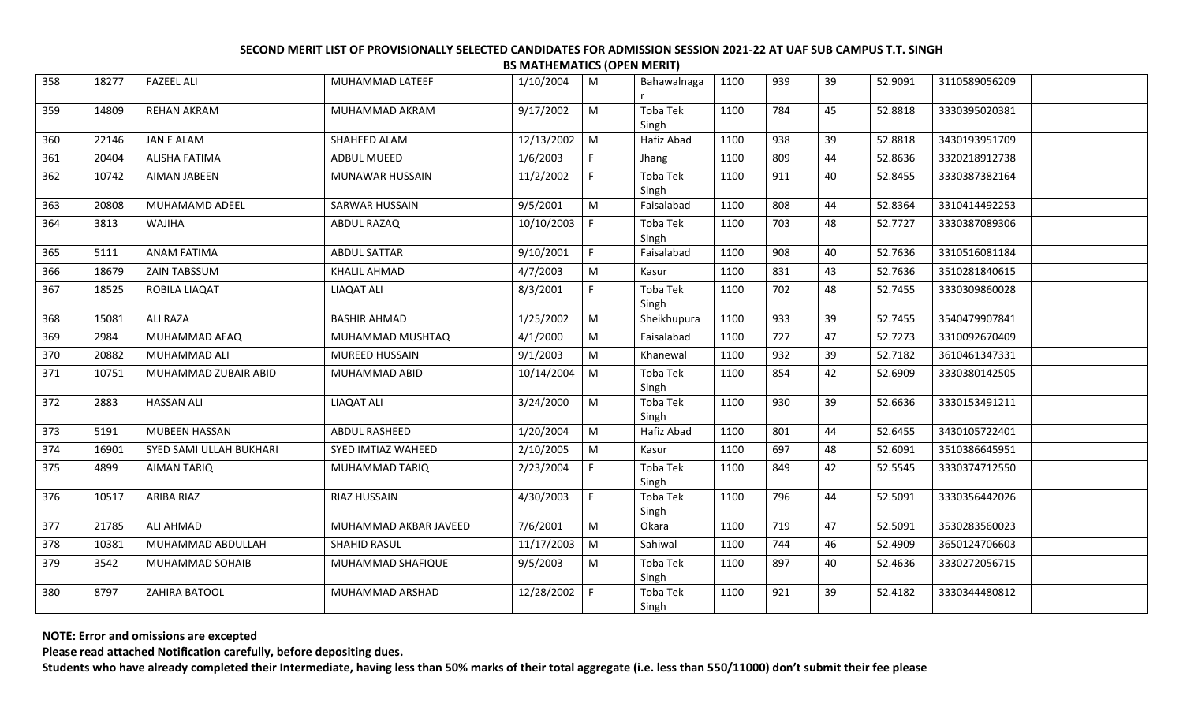**SECOND MERIT LIST OF PROVISIONALLY SELECTED CANDIDATES FOR ADMISSION SESSION 2021-22 AT UAF SUB CAMPUS T.T. SINGH**

**BS MATHEMATICS (OPEN MERIT)**

| | | | | | | | | | | | | |
|---|---|---|---|---|---|---|---|---|---|---|---|---|
| 358 | 18277 | FAZEEL ALI | MUHAMMAD LATEEF | 1/10/2004 | M | Bahawalnagar | 1100 | 939 | 39 | 52.9091 | 3110589056209 | |
| 359 | 14809 | REHAN AKRAM | MUHAMMAD AKRAM | 9/17/2002 | M | Toba Tek Singh | 1100 | 784 | 45 | 52.8818 | 3330395020381 | |
| 360 | 22146 | JAN E ALAM | SHAHEED ALAM | 12/13/2002 | M | Hafiz Abad | 1100 | 938 | 39 | 52.8818 | 3430193951709 | |
| 361 | 20404 | ALISHA FATIMA | ADBUL MUEED | 1/6/2003 | F | Jhang | 1100 | 809 | 44 | 52.8636 | 3320218912738 | |
| 362 | 10742 | AIMAN JABEEN | MUNAWAR HUSSAIN | 11/2/2002 | F | Toba Tek Singh | 1100 | 911 | 40 | 52.8455 | 3330387382164 | |
| 363 | 20808 | MUHAMAMD ADEEL | SARWAR HUSSAIN | 9/5/2001 | M | Faisalabad | 1100 | 808 | 44 | 52.8364 | 3310414492253 | |
| 364 | 3813 | WAJIHA | ABDUL RAZAQ | 10/10/2003 | F | Toba Tek Singh | 1100 | 703 | 48 | 52.7727 | 3330387089306 | |
| 365 | 5111 | ANAM FATIMA | ABDUL SATTAR | 9/10/2001 | F | Faisalabad | 1100 | 908 | 40 | 52.7636 | 3310516081184 | |
| 366 | 18679 | ZAIN TABSSUM | KHALIL AHMAD | 4/7/2003 | M | Kasur | 1100 | 831 | 43 | 52.7636 | 3510281840615 | |
| 367 | 18525 | ROBILA LIAQAT | LIAQAT ALI | 8/3/2001 | F | Toba Tek Singh | 1100 | 702 | 48 | 52.7455 | 3330309860028 | |
| 368 | 15081 | ALI RAZA | BASHIR AHMAD | 1/25/2002 | M | Sheikhupura | 1100 | 933 | 39 | 52.7455 | 3540479907841 | |
| 369 | 2984 | MUHAMMAD AFAQ | MUHAMMAD MUSHTAQ | 4/1/2000 | M | Faisalabad | 1100 | 727 | 47 | 52.7273 | 3310092670409 | |
| 370 | 20882 | MUHAMMAD ALI | MUREED HUSSAIN | 9/1/2003 | M | Khanewal | 1100 | 932 | 39 | 52.7182 | 3610461347331 | |
| 371 | 10751 | MUHAMMAD ZUBAIR ABID | MUHAMMAD ABID | 10/14/2004 | M | Toba Tek Singh | 1100 | 854 | 42 | 52.6909 | 3330380142505 | |
| 372 | 2883 | HASSAN ALI | LIAQAT ALI | 3/24/2000 | M | Toba Tek Singh | 1100 | 930 | 39 | 52.6636 | 3330153491211 | |
| 373 | 5191 | MUBEEN HASSAN | ABDUL RASHEED | 1/20/2004 | M | Hafiz Abad | 1100 | 801 | 44 | 52.6455 | 3430105722401 | |
| 374 | 16901 | SYED SAMI ULLAH BUKHARI | SYED IMTIAZ WAHEED | 2/10/2005 | M | Kasur | 1100 | 697 | 48 | 52.6091 | 3510386645951 | |
| 375 | 4899 | AIMAN TARIQ | MUHAMMAD TARIQ | 2/23/2004 | F | Toba Tek Singh | 1100 | 849 | 42 | 52.5545 | 3330374712550 | |
| 376 | 10517 | ARIBA RIAZ | RIAZ HUSSAIN | 4/30/2003 | F | Toba Tek Singh | 1100 | 796 | 44 | 52.5091 | 3330356442026 | |
| 377 | 21785 | ALI AHMAD | MUHAMMAD AKBAR JAVEED | 7/6/2001 | M | Okara | 1100 | 719 | 47 | 52.5091 | 3530283560023 | |
| 378 | 10381 | MUHAMMAD ABDULLAH | SHAHID RASUL | 11/17/2003 | M | Sahiwal | 1100 | 744 | 46 | 52.4909 | 3650124706603 | |
| 379 | 3542 | MUHAMMAD SOHAIB | MUHAMMAD SHAFIQUE | 9/5/2003 | M | Toba Tek Singh | 1100 | 897 | 40 | 52.4636 | 3330272056715 | |
| 380 | 8797 | ZAHIRA BATOOL | MUHAMMAD ARSHAD | 12/28/2002 | F | Toba Tek Singh | 1100 | 921 | 39 | 52.4182 | 3330344480812 | |

**NOTE: Error and omissions are excepted**

**Please read attached Notification carefully, before depositing dues.**

**Students who have already completed their Intermediate, having less than 50% marks of their total aggregate (i.e. less than 550/11000) don't submit their fee please**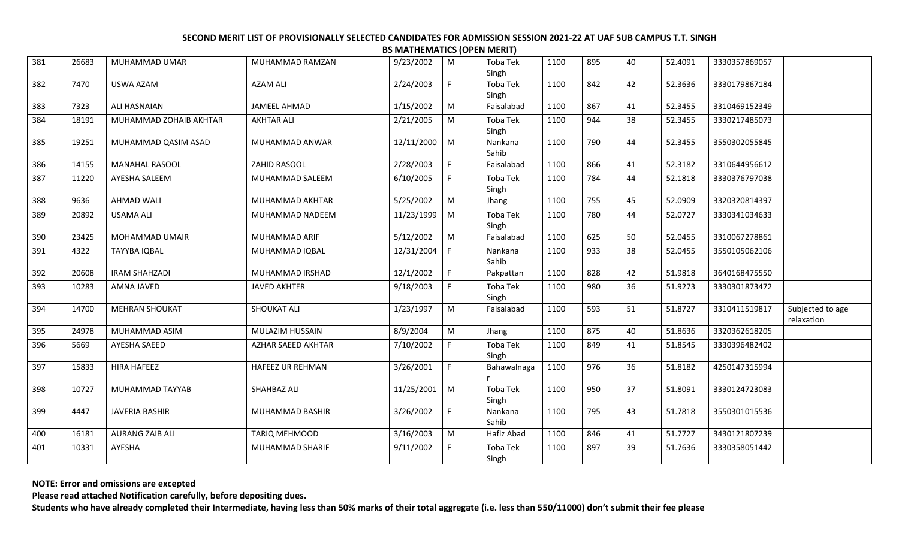**SECOND MERIT LIST OF PROVISIONALLY SELECTED CANDIDATES FOR ADMISSION SESSION 2021-22 AT UAF SUB CAMPUS T.T. SINGH**

**BS MATHEMATICS (OPEN MERIT)**

| | | | | | | | | | | | | |
|---|---|---|---|---|---|---|---|---|---|---|---|---|
| 381 | 26683 | MUHAMMAD UMAR | MUHAMMAD RAMZAN | 9/23/2002 | M | Toba Tek Singh | 1100 | 895 | 40 | 52.4091 | 3330357869057 | |
| 382 | 7470 | USWA AZAM | AZAM ALI | 2/24/2003 | F | Toba Tek Singh | 1100 | 842 | 42 | 52.3636 | 3330179867184 | |
| 383 | 7323 | ALI HASNAIAN | JAMEEL AHMAD | 1/15/2002 | M | Faisalabad | 1100 | 867 | 41 | 52.3455 | 3310469152349 | |
| 384 | 18191 | MUHAMMAD ZOHAIB AKHTAR | AKHTAR ALI | 2/21/2005 | M | Toba Tek Singh | 1100 | 944 | 38 | 52.3455 | 3330217485073 | |
| 385 | 19251 | MUHAMMAD QASIM ASAD | MUHAMMAD ANWAR | 12/11/2000 | M | Nankana Sahib | 1100 | 790 | 44 | 52.3455 | 3550302055845 | |
| 386 | 14155 | MANAHAL RASOOL | ZAHID RASOOL | 2/28/2003 | F | Faisalabad | 1100 | 866 | 41 | 52.3182 | 3310644956612 | |
| 387 | 11220 | AYESHA SALEEM | MUHAMMAD SALEEM | 6/10/2005 | F | Toba Tek Singh | 1100 | 784 | 44 | 52.1818 | 3330376797038 | |
| 388 | 9636 | AHMAD WALI | MUHAMMAD AKHTAR | 5/25/2002 | M | Jhang | 1100 | 755 | 45 | 52.0909 | 3320320814397 | |
| 389 | 20892 | USAMA ALI | MUHAMMAD NADEEM | 11/23/1999 | M | Toba Tek Singh | 1100 | 780 | 44 | 52.0727 | 3330341034633 | |
| 390 | 23425 | MOHAMMAD UMAIR | MUHAMMAD ARIF | 5/12/2002 | M | Faisalabad | 1100 | 625 | 50 | 52.0455 | 3310067278861 | |
| 391 | 4322 | TAYYBA IQBAL | MUHAMMAD IQBAL | 12/31/2004 | F | Nankana Sahib | 1100 | 933 | 38 | 52.0455 | 3550105062106 | |
| 392 | 20608 | IRAM SHAHZADI | MUHAMMAD IRSHAD | 12/1/2002 | F | Pakpattan | 1100 | 828 | 42 | 51.9818 | 3640168475550 | |
| 393 | 10283 | AMNA JAVED | JAVED AKHTER | 9/18/2003 | F | Toba Tek Singh | 1100 | 980 | 36 | 51.9273 | 3330301873472 | |
| 394 | 14700 | MEHRAN SHOUKAT | SHOUKAT ALI | 1/23/1997 | M | Faisalabad | 1100 | 593 | 51 | 51.8727 | 3310411519817 | Subjected to age relaxation |
| 395 | 24978 | MUHAMMAD ASIM | MULAZIM HUSSAIN | 8/9/2004 | M | Jhang | 1100 | 875 | 40 | 51.8636 | 3320362618205 | |
| 396 | 5669 | AYESHA SAEED | AZHAR SAEED AKHTAR | 7/10/2002 | F | Toba Tek Singh | 1100 | 849 | 41 | 51.8545 | 3330396482402 | |
| 397 | 15833 | HIRA HAFEEZ | HAFEEZ UR REHMAN | 3/26/2001 | F | Bahawalnagar | 1100 | 976 | 36 | 51.8182 | 4250147315994 | |
| 398 | 10727 | MUHAMMAD TAYYAB | SHAHBAZ ALI | 11/25/2001 | M | Toba Tek Singh | 1100 | 950 | 37 | 51.8091 | 3330124723083 | |
| 399 | 4447 | JAVERIA BASHIR | MUHAMMAD BASHIR | 3/26/2002 | F | Nankana Sahib | 1100 | 795 | 43 | 51.7818 | 3550301015536 | |
| 400 | 16181 | AURANG ZAIB ALI | TARIQ MEHMOOD | 3/16/2003 | M | Hafiz Abad | 1100 | 846 | 41 | 51.7727 | 3430121807239 | |
| 401 | 10331 | AYESHA | MUHAMMAD SHARIF | 9/11/2002 | F | Toba Tek Singh | 1100 | 897 | 39 | 51.7636 | 3330358051442 | |

**NOTE: Error and omissions are excepted**

**Please read attached Notification carefully, before depositing dues.**

**Students who have already completed their Intermediate, having less than 50% marks of their total aggregate (i.e. less than 550/11000) don't submit their fee please**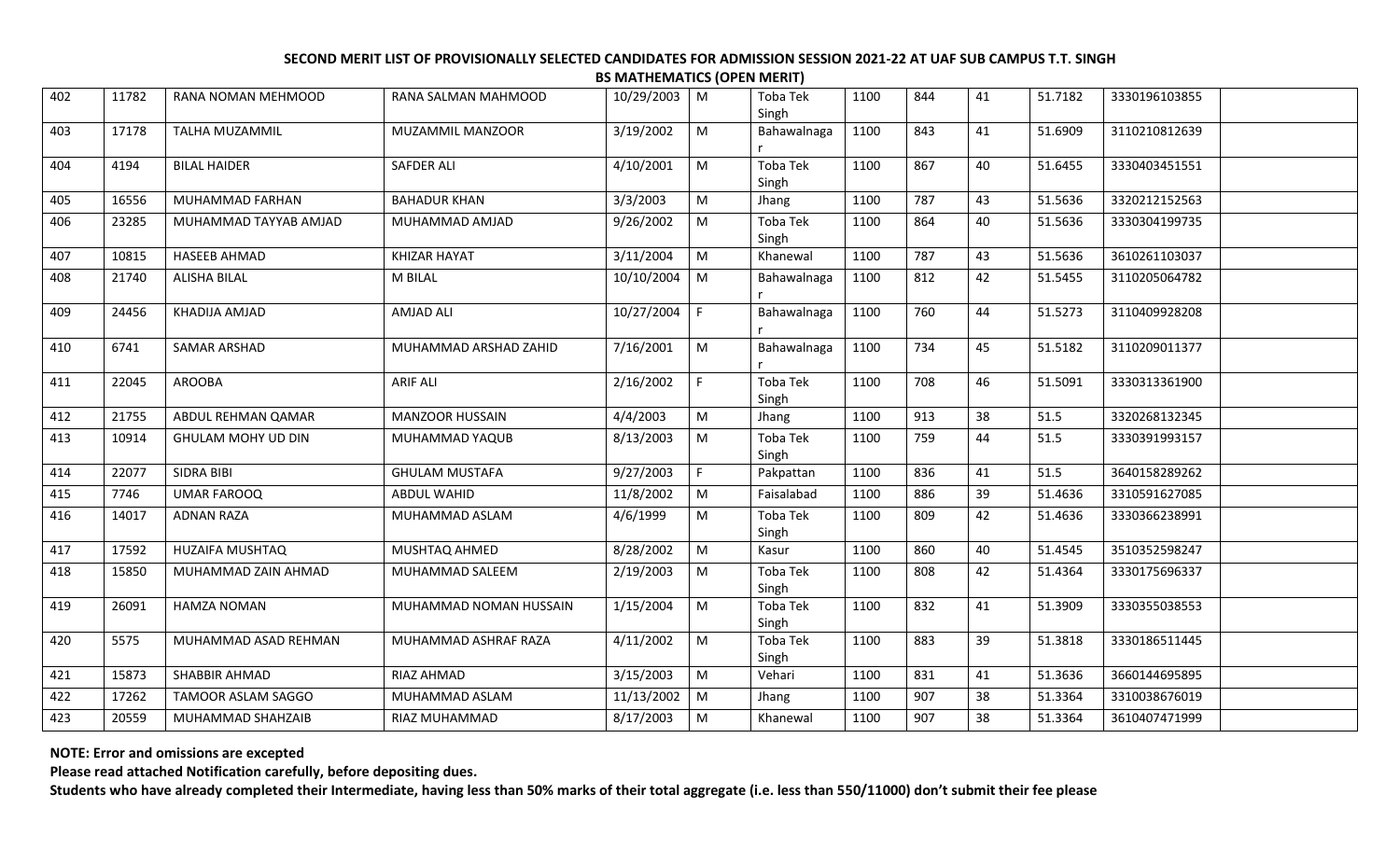**SECOND MERIT LIST OF PROVISIONALLY SELECTED CANDIDATES FOR ADMISSION SESSION 2021-22 AT UAF SUB CAMPUS T.T. SINGH**

**BS MATHEMATICS (OPEN MERIT)**

| | | | | | | | | | | | | |
|---|---|---|---|---|---|---|---|---|---|---|---|---|
| 402 | 11782 | RANA NOMAN MEHMOOD | RANA SALMAN MAHMOOD | 10/29/2003 | M | Toba Tek Singh | 1100 | 844 | 41 | 51.7182 | 3330196103855 | |
| 403 | 17178 | TALHA MUZAMMIL | MUZAMMIL MANZOOR | 3/19/2002 | M | Bahawalnagar | 1100 | 843 | 41 | 51.6909 | 3110210812639 | |
| 404 | 4194 | BILAL HAIDER | SAFDER ALI | 4/10/2001 | M | Toba Tek Singh | 1100 | 867 | 40 | 51.6455 | 3330403451551 | |
| 405 | 16556 | MUHAMMAD FARHAN | BAHADUR KHAN | 3/3/2003 | M | Jhang | 1100 | 787 | 43 | 51.5636 | 3320212152563 | |
| 406 | 23285 | MUHAMMAD TAYYAB AMJAD | MUHAMMAD AMJAD | 9/26/2002 | M | Toba Tek Singh | 1100 | 864 | 40 | 51.5636 | 3330304199735 | |
| 407 | 10815 | HASEEB AHMAD | KHIZAR HAYAT | 3/11/2004 | M | Khanewal | 1100 | 787 | 43 | 51.5636 | 3610261103037 | |
| 408 | 21740 | ALISHA BILAL | M BILAL | 10/10/2004 | M | Bahawalnagar | 1100 | 812 | 42 | 51.5455 | 3110205064782 | |
| 409 | 24456 | KHADIJA AMJAD | AMJAD ALI | 10/27/2004 | F | Bahawalnagar | 1100 | 760 | 44 | 51.5273 | 3110409928208 | |
| 410 | 6741 | SAMAR ARSHAD | MUHAMMAD ARSHAD ZAHID | 7/16/2001 | M | Bahawalnagar | 1100 | 734 | 45 | 51.5182 | 3110209011377 | |
| 411 | 22045 | AROOBA | ARIF ALI | 2/16/2002 | F | Toba Tek Singh | 1100 | 708 | 46 | 51.5091 | 3330313361900 | |
| 412 | 21755 | ABDUL REHMAN QAMAR | MANZOOR HUSSAIN | 4/4/2003 | M | Jhang | 1100 | 913 | 38 | 51.5 | 3320268132345 | |
| 413 | 10914 | GHULAM MOHY UD DIN | MUHAMMAD YAQUB | 8/13/2003 | M | Toba Tek Singh | 1100 | 759 | 44 | 51.5 | 3330391993157 | |
| 414 | 22077 | SIDRA BIBI | GHULAM MUSTAFA | 9/27/2003 | F | Pakpattan | 1100 | 836 | 41 | 51.5 | 3640158289262 | |
| 415 | 7746 | UMAR FAROOQ | ABDUL WAHID | 11/8/2002 | M | Faisalabad | 1100 | 886 | 39 | 51.4636 | 3310591627085 | |
| 416 | 14017 | ADNAN RAZA | MUHAMMAD ASLAM | 4/6/1999 | M | Toba Tek Singh | 1100 | 809 | 42 | 51.4636 | 3330366238991 | |
| 417 | 17592 | HUZAIFA MUSHTAQ | MUSHTAQ AHMED | 8/28/2002 | M | Kasur | 1100 | 860 | 40 | 51.4545 | 3510352598247 | |
| 418 | 15850 | MUHAMMAD ZAIN AHMAD | MUHAMMAD SALEEM | 2/19/2003 | M | Toba Tek Singh | 1100 | 808 | 42 | 51.4364 | 3330175696337 | |
| 419 | 26091 | HAMZA NOMAN | MUHAMMAD NOMAN HUSSAIN | 1/15/2004 | M | Toba Tek Singh | 1100 | 832 | 41 | 51.3909 | 3330355038553 | |
| 420 | 5575 | MUHAMMAD ASAD REHMAN | MUHAMMAD ASHRAF RAZA | 4/11/2002 | M | Toba Tek Singh | 1100 | 883 | 39 | 51.3818 | 3330186511445 | |
| 421 | 15873 | SHABBIR AHMAD | RIAZ AHMAD | 3/15/2003 | M | Vehari | 1100 | 831 | 41 | 51.3636 | 3660144695895 | |
| 422 | 17262 | TAMOOR ASLAM SAGGO | MUHAMMAD ASLAM | 11/13/2002 | M | Jhang | 1100 | 907 | 38 | 51.3364 | 3310038676019 | |
| 423 | 20559 | MUHAMMAD SHAHZAIB | RIAZ MUHAMMAD | 8/17/2003 | M | Khanewal | 1100 | 907 | 38 | 51.3364 | 3610407471999 | |

**NOTE: Error and omissions are excepted**

**Please read attached Notification carefully, before depositing dues.**

**Students who have already completed their Intermediate, having less than 50% marks of their total aggregate (i.e. less than 550/11000) don't submit their fee please**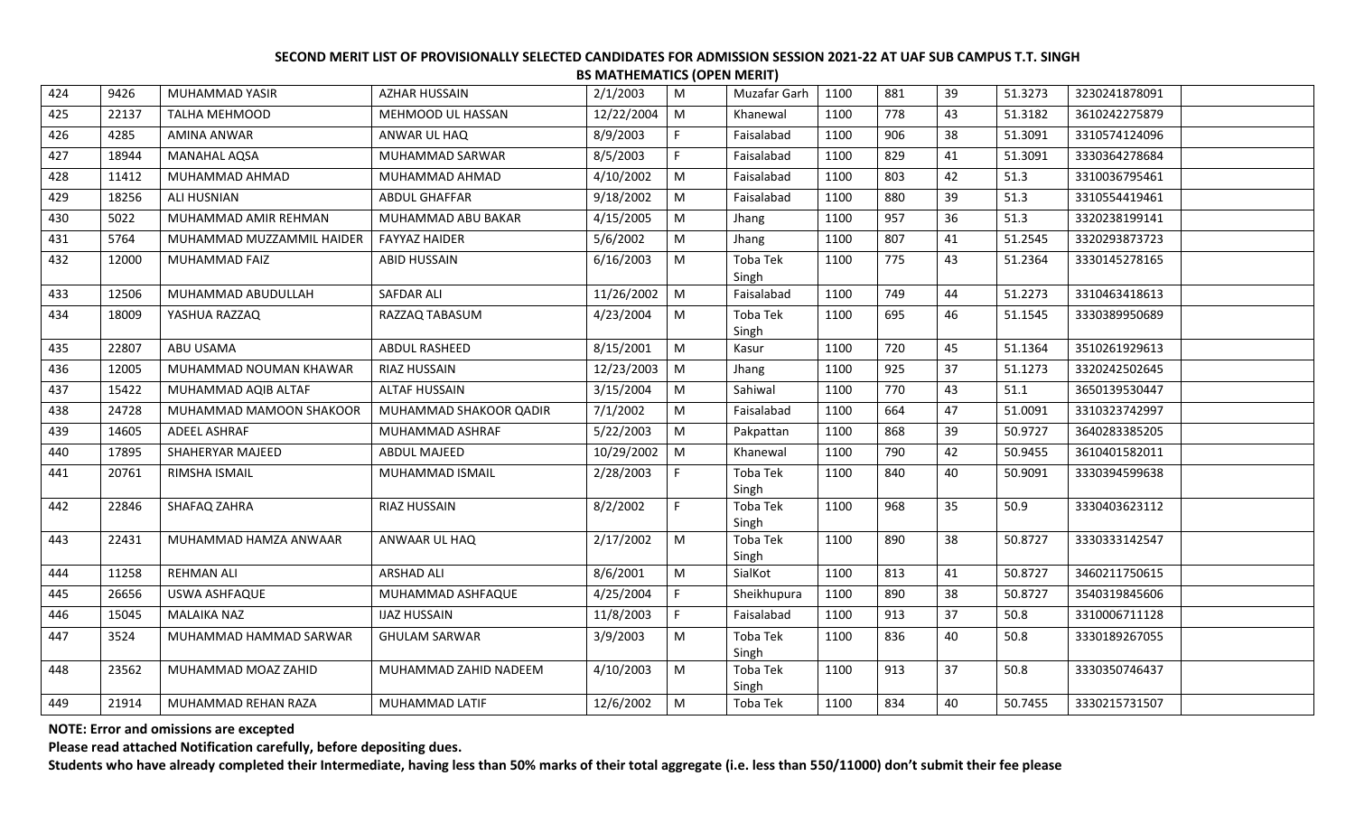**SECOND MERIT LIST OF PROVISIONALLY SELECTED CANDIDATES FOR ADMISSION SESSION 2021-22 AT UAF SUB CAMPUS T.T. SINGH**

**BS MATHEMATICS (OPEN MERIT)**

| | | | | | | | | | | | | |
|---|---|---|---|---|---|---|---|---|---|---|---|---|
| 424 | 9426 | MUHAMMAD YASIR | AZHAR HUSSAIN | 2/1/2003 | M | Muzafar Garh | 1100 | 881 | 39 | 51.3273 | 3230241878091 | |
| 425 | 22137 | TALHA MEHMOOD | MEHMOOD UL HASSAN | 12/22/2004 | M | Khanewal | 1100 | 778 | 43 | 51.3182 | 3610242275879 | |
| 426 | 4285 | AMINA ANWAR | ANWAR UL HAQ | 8/9/2003 | F | Faisalabad | 1100 | 906 | 38 | 51.3091 | 3310574124096 | |
| 427 | 18944 | MANAHAL AQSA | MUHAMMAD SARWAR | 8/5/2003 | F | Faisalabad | 1100 | 829 | 41 | 51.3091 | 3330364278684 | |
| 428 | 11412 | MUHAMMAD AHMAD | MUHAMMAD AHMAD | 4/10/2002 | M | Faisalabad | 1100 | 803 | 42 | 51.3 | 3310036795461 | |
| 429 | 18256 | ALI HUSNIAN | ABDUL GHAFFAR | 9/18/2002 | M | Faisalabad | 1100 | 880 | 39 | 51.3 | 3310554419461 | |
| 430 | 5022 | MUHAMMAD AMIR REHMAN | MUHAMMAD ABU BAKAR | 4/15/2005 | M | Jhang | 1100 | 957 | 36 | 51.3 | 3320238199141 | |
| 431 | 5764 | MUHAMMAD MUZZAMMIL HAIDER | FAYYAZ HAIDER | 5/6/2002 | M | Jhang | 1100 | 807 | 41 | 51.2545 | 3320293873723 | |
| 432 | 12000 | MUHAMMAD FAIZ | ABID HUSSAIN | 6/16/2003 | M | Toba Tek Singh | 1100 | 775 | 43 | 51.2364 | 3330145278165 | |
| 433 | 12506 | MUHAMMAD ABUDULLAH | SAFDAR ALI | 11/26/2002 | M | Faisalabad | 1100 | 749 | 44 | 51.2273 | 3310463418613 | |
| 434 | 18009 | YASHUA RAZZAQ | RAZZAQ TABASUM | 4/23/2004 | M | Toba Tek Singh | 1100 | 695 | 46 | 51.1545 | 3330389950689 | |
| 435 | 22807 | ABU USAMA | ABDUL RASHEED | 8/15/2001 | M | Kasur | 1100 | 720 | 45 | 51.1364 | 3510261929613 | |
| 436 | 12005 | MUHAMMAD NOUMAN KHAWAR | RIAZ HUSSAIN | 12/23/2003 | M | Jhang | 1100 | 925 | 37 | 51.1273 | 3320242502645 | |
| 437 | 15422 | MUHAMMAD AQIB ALTAF | ALTAF HUSSAIN | 3/15/2004 | M | Sahiwal | 1100 | 770 | 43 | 51.1 | 3650139530447 | |
| 438 | 24728 | MUHAMMAD MAMOON SHAKOOR | MUHAMMAD SHAKOOR QADIR | 7/1/2002 | M | Faisalabad | 1100 | 664 | 47 | 51.0091 | 3310323742997 | |
| 439 | 14605 | ADEEL ASHRAF | MUHAMMAD ASHRAF | 5/22/2003 | M | Pakpattan | 1100 | 868 | 39 | 50.9727 | 3640283385205 | |
| 440 | 17895 | SHAHERYAR MAJEED | ABDUL MAJEED | 10/29/2002 | M | Khanewal | 1100 | 790 | 42 | 50.9455 | 3610401582011 | |
| 441 | 20761 | RIMSHA ISMAIL | MUHAMMAD ISMAIL | 2/28/2003 | F | Toba Tek Singh | 1100 | 840 | 40 | 50.9091 | 3330394599638 | |
| 442 | 22846 | SHAFAQ ZAHRA | RIAZ HUSSAIN | 8/2/2002 | F | Toba Tek Singh | 1100 | 968 | 35 | 50.9 | 3330403623112 | |
| 443 | 22431 | MUHAMMAD HAMZA ANWAAR | ANWAAR UL HAQ | 2/17/2002 | M | Toba Tek Singh | 1100 | 890 | 38 | 50.8727 | 3330333142547 | |
| 444 | 11258 | REHMAN ALI | ARSHAD ALI | 8/6/2001 | M | SialKot | 1100 | 813 | 41 | 50.8727 | 3460211750615 | |
| 445 | 26656 | USWA ASHFAQUE | MUHAMMAD ASHFAQUE | 4/25/2004 | F | Sheikhupura | 1100 | 890 | 38 | 50.8727 | 3540319845606 | |
| 446 | 15045 | MALAIKA NAZ | IJAZ HUSSAIN | 11/8/2003 | F | Faisalabad | 1100 | 913 | 37 | 50.8 | 3310006711128 | |
| 447 | 3524 | MUHAMMAD HAMMAD SARWAR | GHULAM SARWAR | 3/9/2003 | M | Toba Tek Singh | 1100 | 836 | 40 | 50.8 | 3330189267055 | |
| 448 | 23562 | MUHAMMAD MOAZ ZAHID | MUHAMMAD ZAHID NADEEM | 4/10/2003 | M | Toba Tek Singh | 1100 | 913 | 37 | 50.8 | 3330350746437 | |
| 449 | 21914 | MUHAMMAD REHAN RAZA | MUHAMMAD LATIF | 12/6/2002 | M | Toba Tek | 1100 | 834 | 40 | 50.7455 | 3330215731507 | |

**NOTE: Error and omissions are excepted**

**Please read attached Notification carefully, before depositing dues.**

**Students who have already completed their Intermediate, having less than 50% marks of their total aggregate (i.e. less than 550/11000) don't submit their fee please**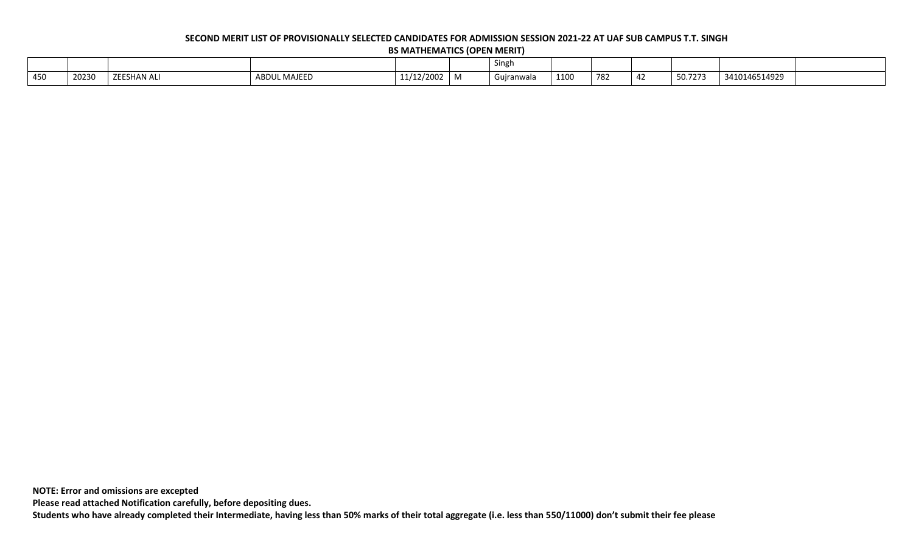**SECOND MERIT LIST OF PROVISIONALLY SELECTED CANDIDATES FOR ADMISSION SESSION 2021-22 AT UAF SUB CAMPUS T.T. SINGH**

**BS MATHEMATICS (OPEN MERIT)**

| | | | | | | | | | | | | |
|---|---|---|---|---|---|---|---|---|---|---|---|---|
| | | | | | | Singh | | | | | | |
| 450 | 20230 | ZEESHAN ALI | ABDUL MAJEED | 11/12/2002 | M | Gujranwala | 1100 | 782 | 42 | 50.7273 | 3410146514929 | |

**NOTE: Error and omissions are excepted**

**Please read attached Notification carefully, before depositing dues.**

**Students who have already completed their Intermediate, having less than 50% marks of their total aggregate (i.e. less than 550/11000) don't submit their fee please**